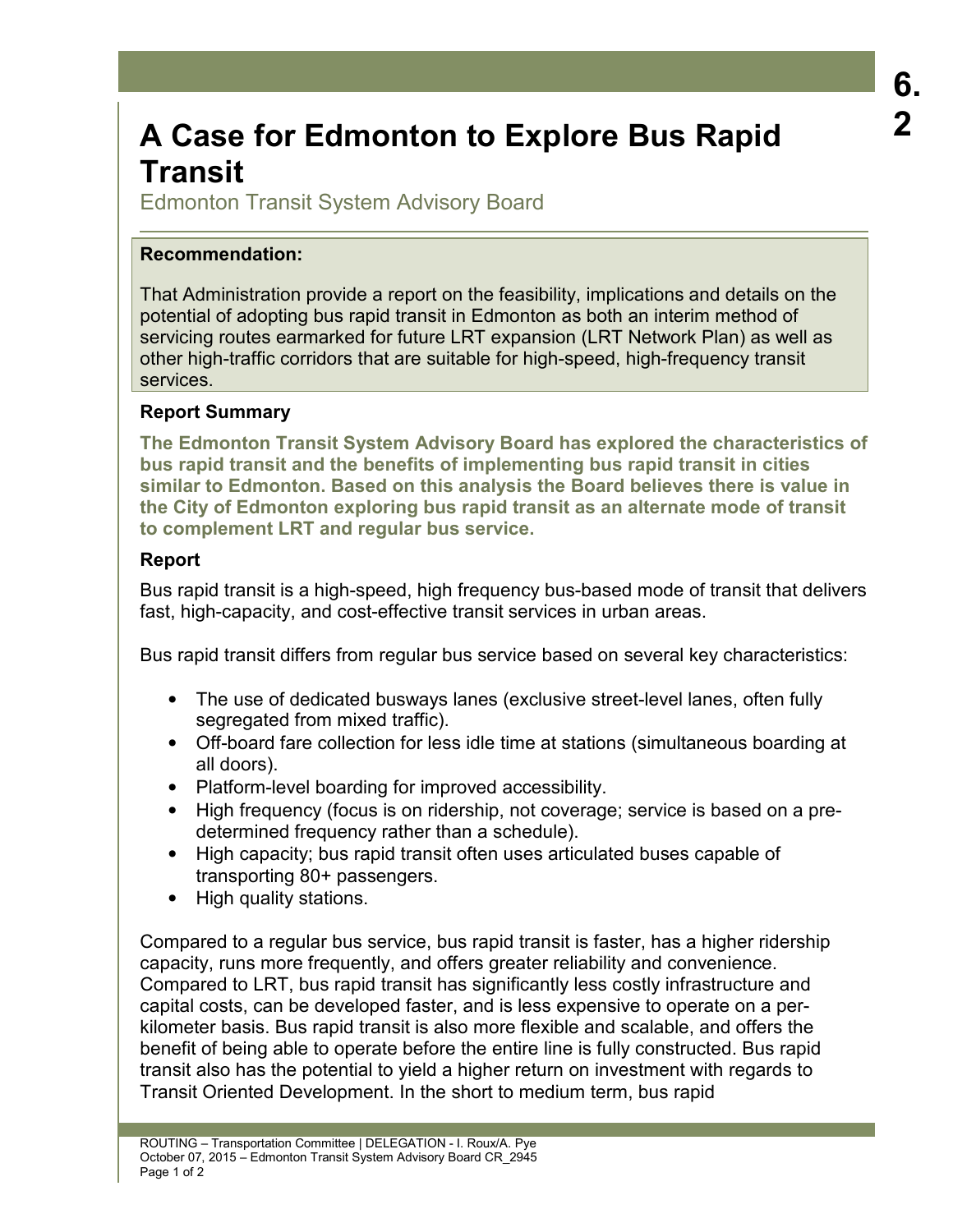# A Case for Edmonton to Explore Bus Rapid Transit

Edmonton Transit System Advisory Board

**Recommendation:**

That Administration provide a report on the feasibility, implications and details on the potential of adopting bus rapid transit in Edmonton as both an interim method of servicing routes earmarked for future LRT expansion (LRT Network Plan) as well as other high-traffic corridors that are suitable for high-speed, high-frequency transit services.

### Report Summary

**The Edmonton Transit System Advisory Board has explored the characteristics of bus rapid transit and the benefits of implementing bus rapid transit in cities similar to Edmonton. Based on this analysis the Board believes there is value in the City of Edmonton exploring bus rapid transit as an alternate mode of transit to complement LRT and regular bus service.**

### Report

Bus rapid transit is a high-speed, high frequency bus-based mode of transit that delivers fast, high-capacity, and cost-effective transit services in urban areas.

Bus rapid transit differs from regular bus service based on several key characteristics:

- The use of dedicated busways lanes (exclusive street-level lanes, often fully segregated from mixed traffic).
- Off-board fare collection for less idle time at stations (simultaneous boarding at all doors).
- Platform-level boarding for improved accessibility.
- High frequency (focus is on ridership, not coverage; service is based on a pre-determined frequency rather than a schedule).
- High capacity; bus rapid transit often uses articulated buses capable of transporting 80+ passengers.
- High quality stations.

Compared to a regular bus service, bus rapid transit is faster, has a higher ridership capacity, runs more frequently, and offers greater reliability and convenience. Compared to LRT, bus rapid transit has significantly less costly infrastructure and capital costs, can be developed faster, and is less expensive to operate on a per-kilometer basis. Bus rapid transit is also more flexible and scalable, and offers the benefit of being able to operate before the entire line is fully constructed. Bus rapid transit also has the potential to yield a higher return on investment with regards to Transit Oriented Development. In the short to medium term, bus rapid

ROUTING – Transportation Committee | DELEGATION - I. Roux/A. Pye
October 07, 2015 – Edmonton Transit System Advisory Board CR_2945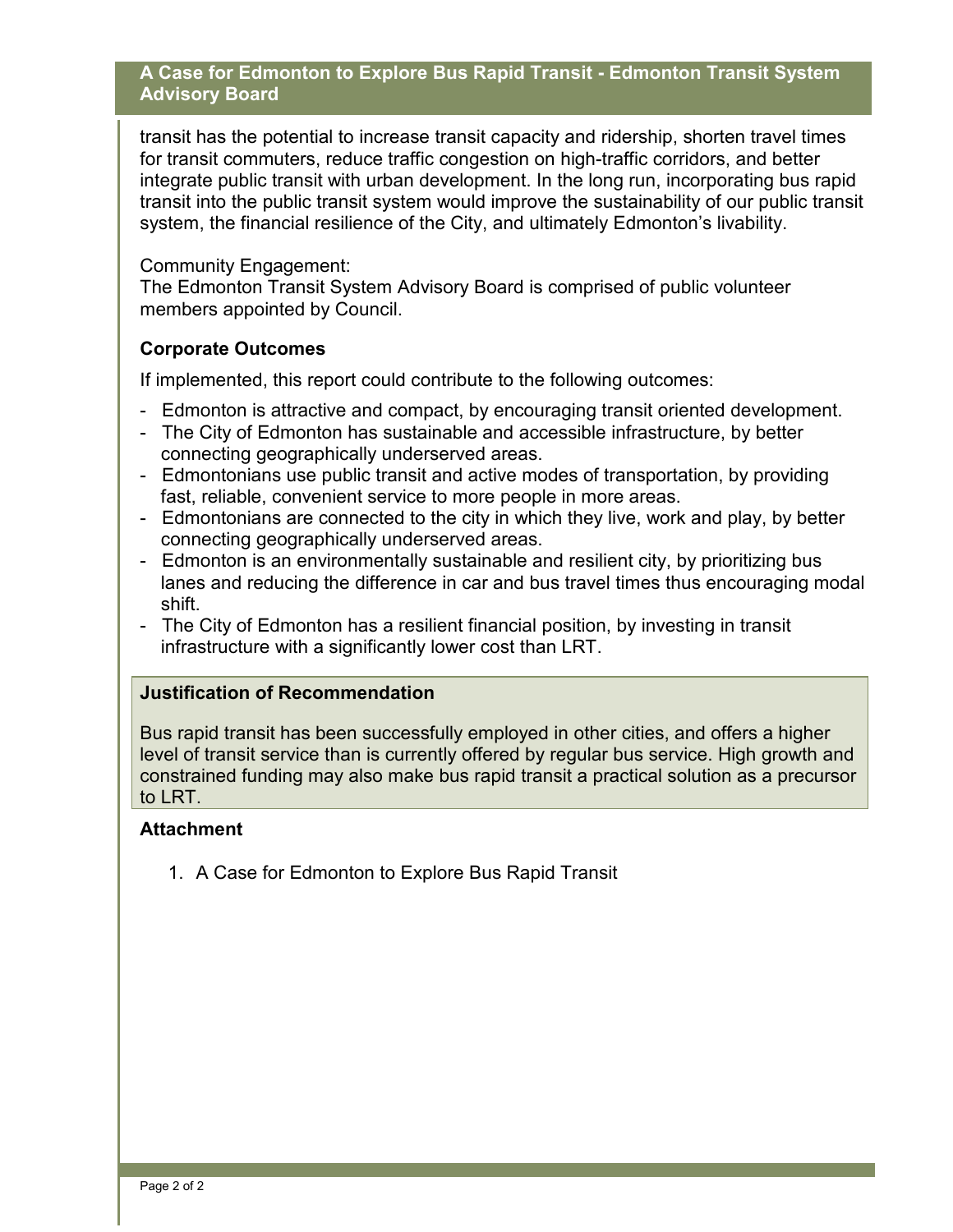transit has the potential to increase transit capacity and ridership, shorten travel times for transit commuters, reduce traffic congestion on high-traffic corridors, and better integrate public transit with urban development. In the long run, incorporating bus rapid transit into the public transit system would improve the sustainability of our public transit system, the financial resilience of the City, and ultimately Edmonton's livability.

Community Engagement:
The Edmonton Transit System Advisory Board is comprised of public volunteer members appointed by Council.

### Corporate Outcomes

If implemented, this report could contribute to the following outcomes:

- Edmonton is attractive and compact, by encouraging transit oriented development.
- The City of Edmonton has sustainable and accessible infrastructure, by better connecting geographically underserved areas.
- Edmontonians use public transit and active modes of transportation, by providing fast, reliable, convenient service to more people in more areas.
- Edmontonians are connected to the city in which they live, work and play, by better connecting geographically underserved areas.
- Edmonton is an environmentally sustainable and resilient city, by prioritizing bus lanes and reducing the difference in car and bus travel times thus encouraging modal shift.
- The City of Edmonton has a resilient financial position, by investing in transit infrastructure with a significantly lower cost than LRT.

### Justification of Recommendation

Bus rapid transit has been successfully employed in other cities, and offers a higher level of transit service than is currently offered by regular bus service. High growth and constrained funding may also make bus rapid transit a practical solution as a precursor to LRT.

### Attachment

1. A Case for Edmonton to Explore Bus Rapid Transit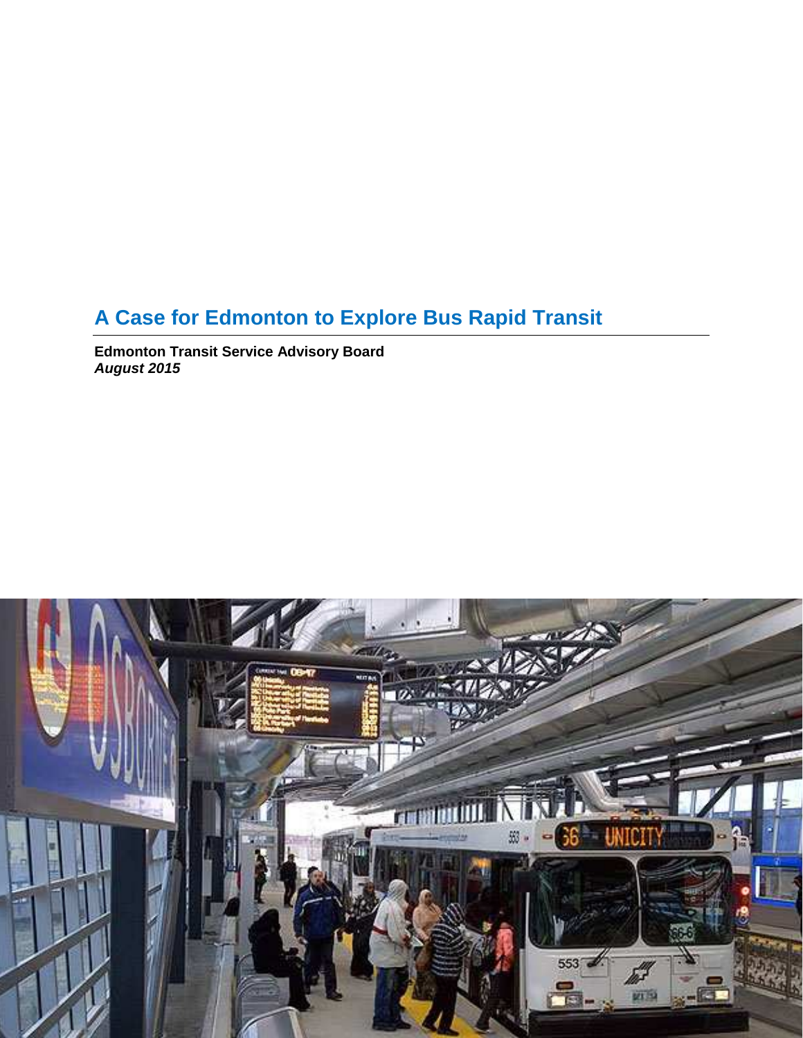# A Case for Edmonton to Explore Bus Rapid Transit

**Edmonton Transit Service Advisory Board**
***August 2015***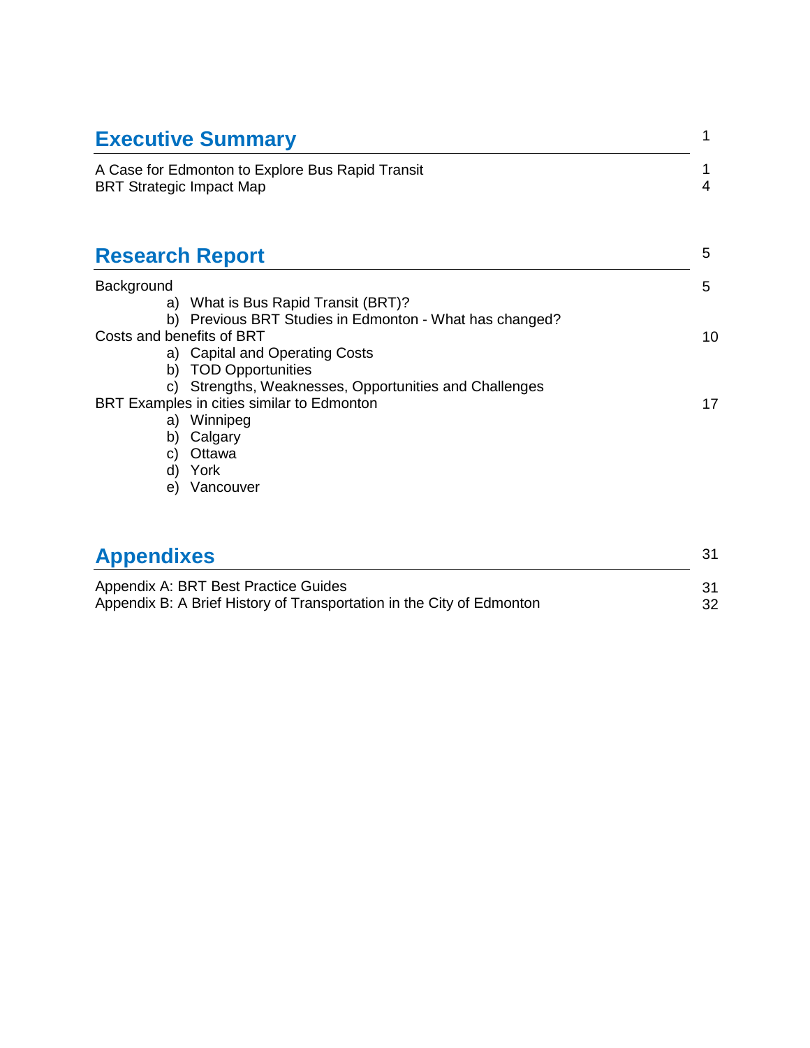## Executive Summary 1

A Case for Edmonton to Explore Bus Rapid Transit 1
BRT Strategic Impact Map 4

## Research Report 5

Background 5

- a) What is Bus Rapid Transit (BRT)?
- b) Previous BRT Studies in Edmonton - What has changed?

Costs and benefits of BRT 10

- a) Capital and Operating Costs
- b) TOD Opportunities
- c) Strengths, Weaknesses, Opportunities and Challenges

BRT Examples in cities similar to Edmonton 17

- a) Winnipeg
- b) Calgary
- c) Ottawa
- d) York
- e) Vancouver

## Appendixes 31

Appendix A: BRT Best Practice Guides 31
Appendix B: A Brief History of Transportation in the City of Edmonton 32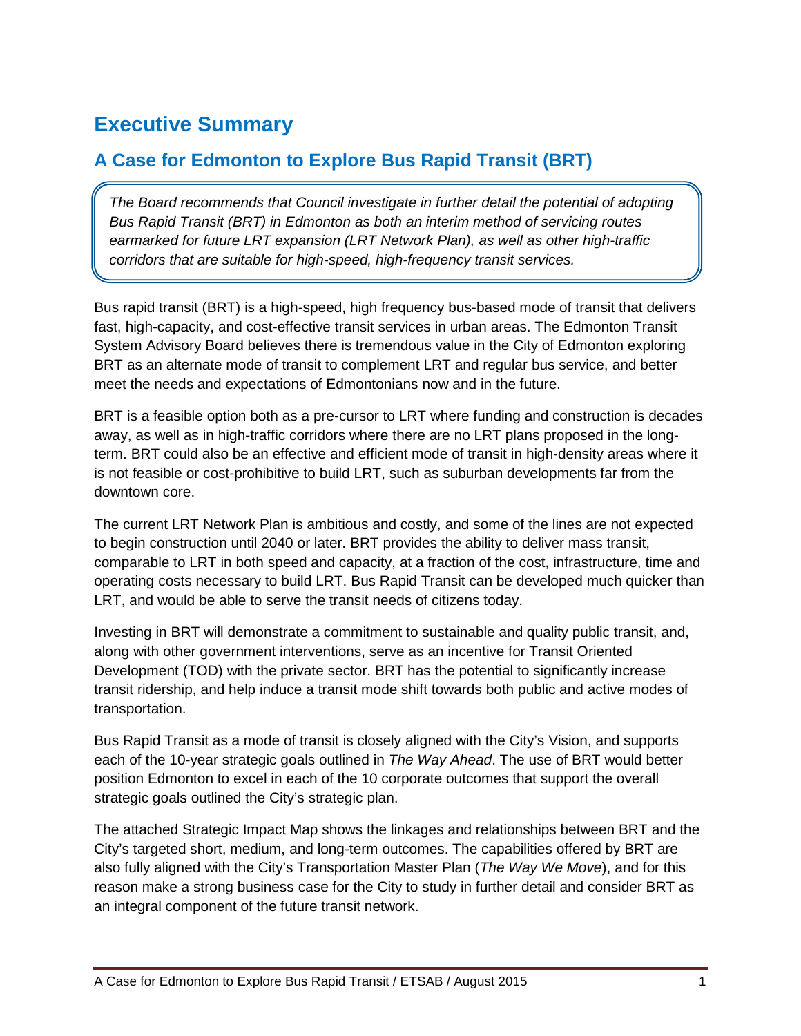# Executive Summary

## A Case for Edmonton to Explore Bus Rapid Transit (BRT)

*The Board recommends that Council investigate in further detail the potential of adopting Bus Rapid Transit (BRT) in Edmonton as both an interim method of servicing routes earmarked for future LRT expansion (LRT Network Plan), as well as other high-traffic corridors that are suitable for high-speed, high-frequency transit services.*

Bus rapid transit (BRT) is a high-speed, high frequency bus-based mode of transit that delivers fast, high-capacity, and cost-effective transit services in urban areas. The Edmonton Transit System Advisory Board believes there is tremendous value in the City of Edmonton exploring BRT as an alternate mode of transit to complement LRT and regular bus service, and better meet the needs and expectations of Edmontonians now and in the future.

BRT is a feasible option both as a pre-cursor to LRT where funding and construction is decades away, as well as in high-traffic corridors where there are no LRT plans proposed in the long-term. BRT could also be an effective and efficient mode of transit in high-density areas where it is not feasible or cost-prohibitive to build LRT, such as suburban developments far from the downtown core.

The current LRT Network Plan is ambitious and costly, and some of the lines are not expected to begin construction until 2040 or later. BRT provides the ability to deliver mass transit, comparable to LRT in both speed and capacity, at a fraction of the cost, infrastructure, time and operating costs necessary to build LRT. Bus Rapid Transit can be developed much quicker than LRT, and would be able to serve the transit needs of citizens today.

Investing in BRT will demonstrate a commitment to sustainable and quality public transit, and, along with other government interventions, serve as an incentive for Transit Oriented Development (TOD) with the private sector. BRT has the potential to significantly increase transit ridership, and help induce a transit mode shift towards both public and active modes of transportation.

Bus Rapid Transit as a mode of transit is closely aligned with the City's Vision, and supports each of the 10-year strategic goals outlined in *The Way Ahead*. The use of BRT would better position Edmonton to excel in each of the 10 corporate outcomes that support the overall strategic goals outlined the City's strategic plan.

The attached Strategic Impact Map shows the linkages and relationships between BRT and the City's targeted short, medium, and long-term outcomes. The capabilities offered by BRT are also fully aligned with the City's Transportation Master Plan (*The Way We Move*), and for this reason make a strong business case for the City to study in further detail and consider BRT as an integral component of the future transit network.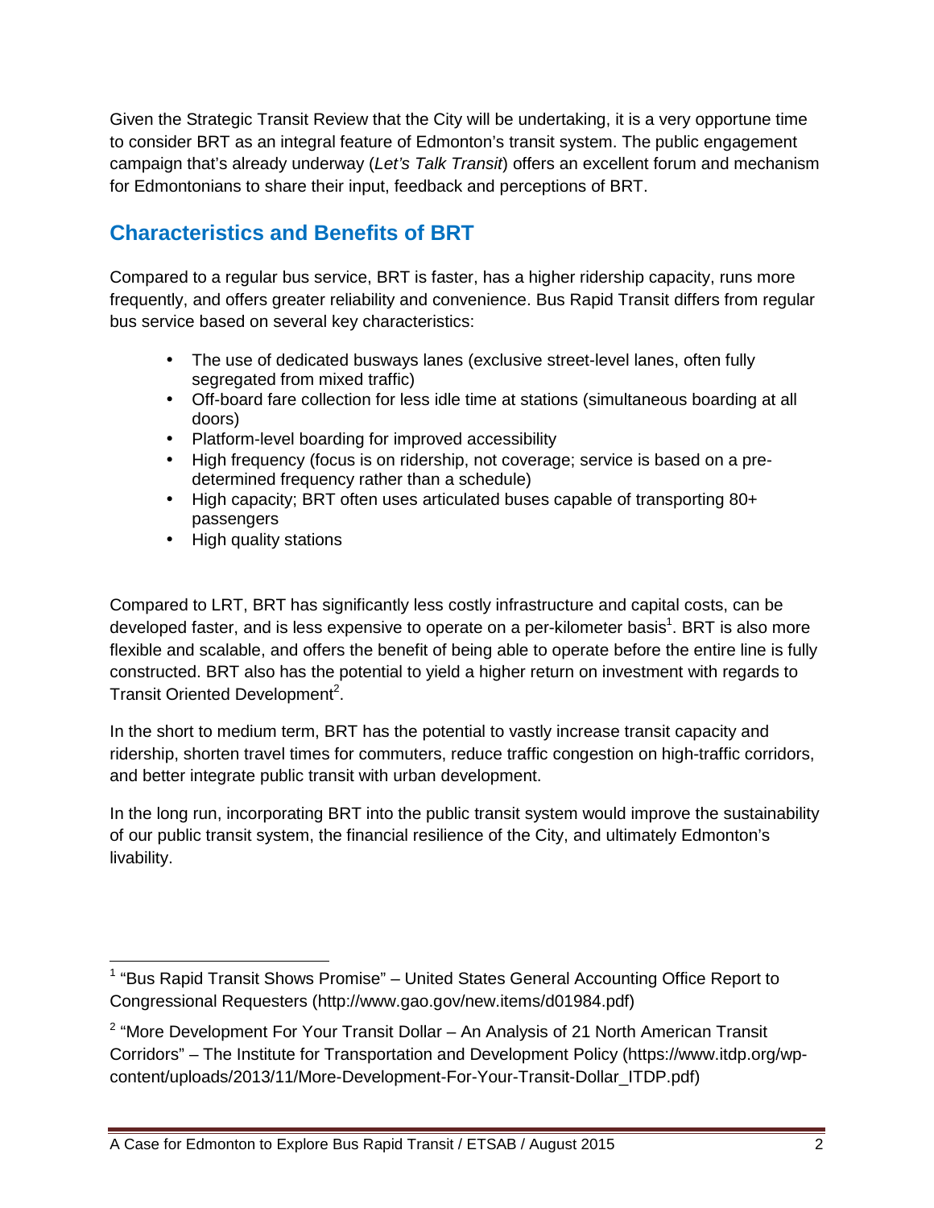Given the Strategic Transit Review that the City will be undertaking, it is a very opportune time to consider BRT as an integral feature of Edmonton's transit system. The public engagement campaign that's already underway (*Let's Talk Transit*) offers an excellent forum and mechanism for Edmontonians to share their input, feedback and perceptions of BRT.

## Characteristics and Benefits of BRT

Compared to a regular bus service, BRT is faster, has a higher ridership capacity, runs more frequently, and offers greater reliability and convenience. Bus Rapid Transit differs from regular bus service based on several key characteristics:

- The use of dedicated busways lanes (exclusive street-level lanes, often fully segregated from mixed traffic)
- Off-board fare collection for less idle time at stations (simultaneous boarding at all doors)
- Platform-level boarding for improved accessibility
- High frequency (focus is on ridership, not coverage; service is based on a pre-determined frequency rather than a schedule)
- High capacity; BRT often uses articulated buses capable of transporting 80+ passengers
- High quality stations

Compared to LRT, BRT has significantly less costly infrastructure and capital costs, can be developed faster, and is less expensive to operate on a per-kilometer basis[1]. BRT is also more flexible and scalable, and offers the benefit of being able to operate before the entire line is fully constructed. BRT also has the potential to yield a higher return on investment with regards to Transit Oriented Development[2].

In the short to medium term, BRT has the potential to vastly increase transit capacity and ridership, shorten travel times for commuters, reduce traffic congestion on high-traffic corridors, and better integrate public transit with urban development.

In the long run, incorporating BRT into the public transit system would improve the sustainability of our public transit system, the financial resilience of the City, and ultimately Edmonton's livability.

---

[1] "Bus Rapid Transit Shows Promise" – United States General Accounting Office Report to Congressional Requesters (http://www.gao.gov/new.items/d01984.pdf)

[2] "More Development For Your Transit Dollar – An Analysis of 21 North American Transit Corridors" – The Institute for Transportation and Development Policy (https://www.itdp.org/wp-content/uploads/2013/11/More-Development-For-Your-Transit-Dollar_ITDP.pdf)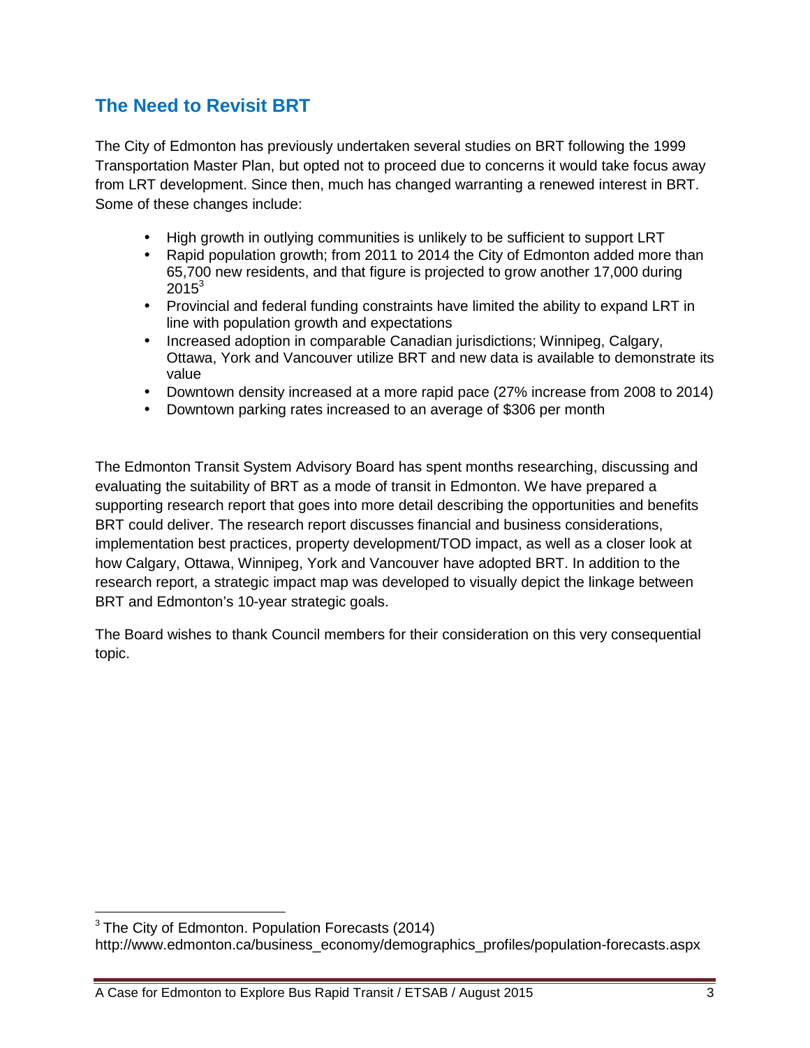## The Need to Revisit BRT

The City of Edmonton has previously undertaken several studies on BRT following the 1999 Transportation Master Plan, but opted not to proceed due to concerns it would take focus away from LRT development. Since then, much has changed warranting a renewed interest in BRT. Some of these changes include:

- High growth in outlying communities is unlikely to be sufficient to support LRT
- Rapid population growth; from 2011 to 2014 the City of Edmonton added more than 65,700 new residents, and that figure is projected to grow another 17,000 during 2015[3]
- Provincial and federal funding constraints have limited the ability to expand LRT in line with population growth and expectations
- Increased adoption in comparable Canadian jurisdictions; Winnipeg, Calgary, Ottawa, York and Vancouver utilize BRT and new data is available to demonstrate its value
- Downtown density increased at a more rapid pace (27% increase from 2008 to 2014)
- Downtown parking rates increased to an average of $306 per month

The Edmonton Transit System Advisory Board has spent months researching, discussing and evaluating the suitability of BRT as a mode of transit in Edmonton. We have prepared a supporting research report that goes into more detail describing the opportunities and benefits BRT could deliver. The research report discusses financial and business considerations, implementation best practices, property development/TOD impact, as well as a closer look at how Calgary, Ottawa, Winnipeg, York and Vancouver have adopted BRT. In addition to the research report, a strategic impact map was developed to visually depict the linkage between BRT and Edmonton's 10-year strategic goals.

The Board wishes to thank Council members for their consideration on this very consequential topic.

---

[3] The City of Edmonton. Population Forecasts (2014) http://www.edmonton.ca/business_economy/demographics_profiles/population-forecasts.aspx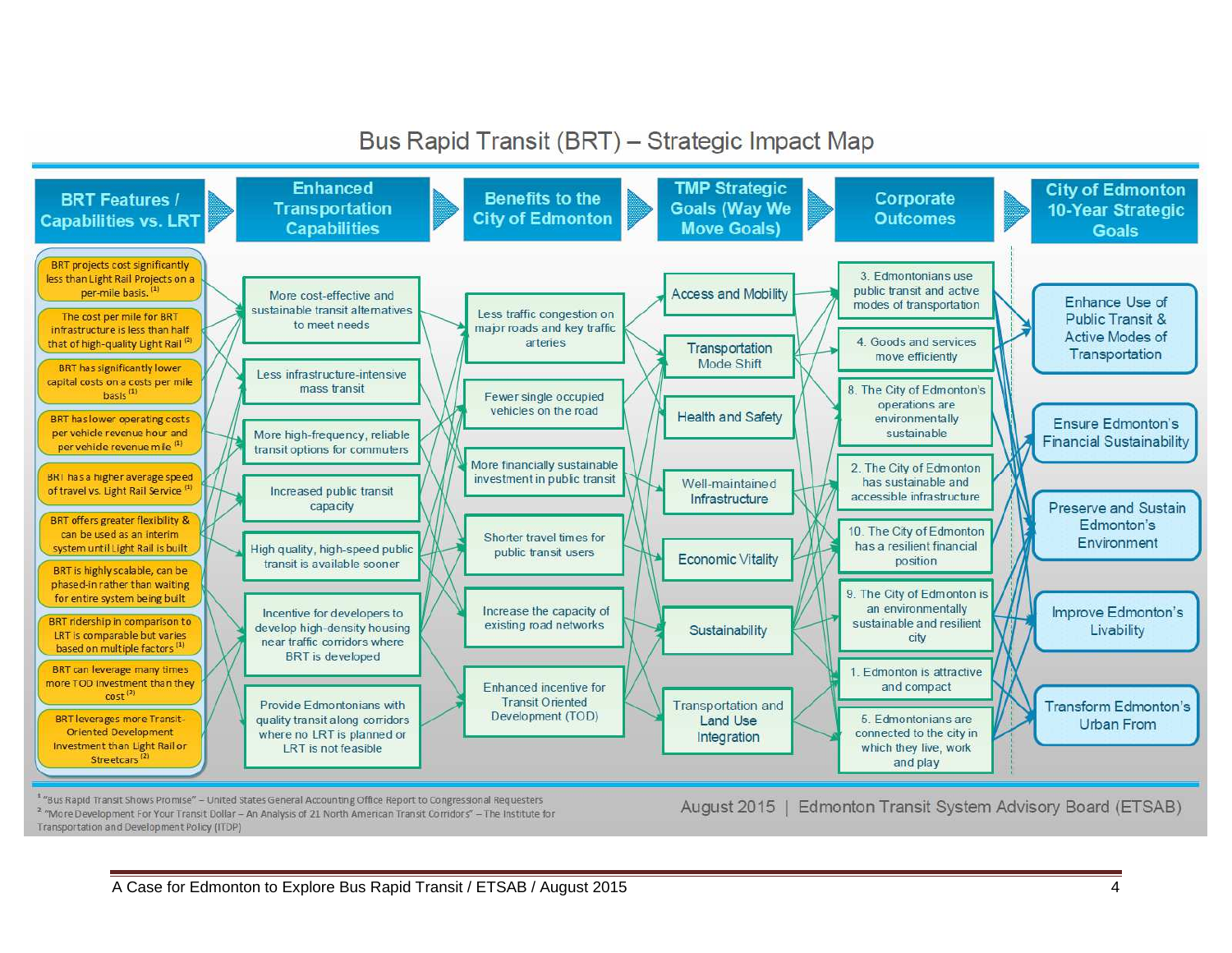# Bus Rapid Transit (BRT) – Strategic Impact Map

## BRT Features / Capabilities vs. LRT

- BRT projects cost significantly less than Light Rail Projects on a per-mile basis. [1]
- The cost per mile for BRT infrastructure is less than half that of high-quality Light Rail [2]
- BRT has significantly lower capital costs on a costs per mile basis [1]
- BRT has lower operating costs per vehicle revenue hour and per vehicle revenue mile [1]
- BRT has a higher average speed of travel vs. Light Rail Service [1]
- BRT offers greater flexibility & can be used as an interim system until Light Rail is built
- BRT is highly scalable, can be phased-in rather than waiting for entire system being built
- BRT ridership in comparison to LRT is comparable but varies based on multiple factors [1]
- BRT can leverage many times more TOD investment than they cost [2]
- BRT leverages more Transit-Oriented Development Investment than Light Rail or Streetcars [2]

## Enhanced Transportation Capabilities

- More cost-effective and sustainable transit alternatives to meet needs
- Less infrastructure-intensive mass transit
- More high-frequency, reliable transit options for commuters
- Increased public transit capacity
- High quality, high-speed public transit is available sooner
- Incentive for developers to develop high-density housing near traffic corridors where BRT is developed
- Provide Edmontonians with quality transit along corridors where no LRT is planned or LRT is not feasible

## Benefits to the City of Edmonton

- Less traffic congestion on major roads and key traffic arteries
- Fewer single occupied vehicles on the road
- More financially sustainable investment in public transit
- Shorter travel times for public transit users
- Increase the capacity of existing road networks
- Enhanced incentive for Transit Oriented Development (TOD)

## TMP Strategic Goals (Way We Move Goals)

- Access and Mobility
- Transportation Mode Shift
- Health and Safety
- Well-maintained Infrastructure
- Economic Vitality
- Sustainability
- Transportation and Land Use Integration

## Corporate Outcomes

- 3. Edmontonians use public transit and active modes of transportation
- 4. Goods and services move efficiently
- 8. The City of Edmonton's operations are environmentally sustainable
- 2. The City of Edmonton has sustainable and accessible infrastructure
- 10. The City of Edmonton has a resilient financial position
- 9. The City of Edmonton is an environmentally sustainable and resilient city
- 1. Edmonton is attractive and compact
- 5. Edmontonians are connected to the city in which they live, work and play

## City of Edmonton 10-Year Strategic Goals

- Enhance Use of Public Transit & Active Modes of Transportation
- Ensure Edmonton's Financial Sustainability
- Preserve and Sustain Edmonton's Environment
- Improve Edmonton's Livability
- Transform Edmonton's Urban From

[1] "Bus Rapid Transit Shows Promise" – United States General Accounting Office Report to Congressional Requesters
[2] "More Development For Your Transit Dollar – An Analysis of 21 North American Transit Corridors" – The Institute for Transportation and Development Policy (ITDP)

August 2015 | Edmonton Transit System Advisory Board (ETSAB)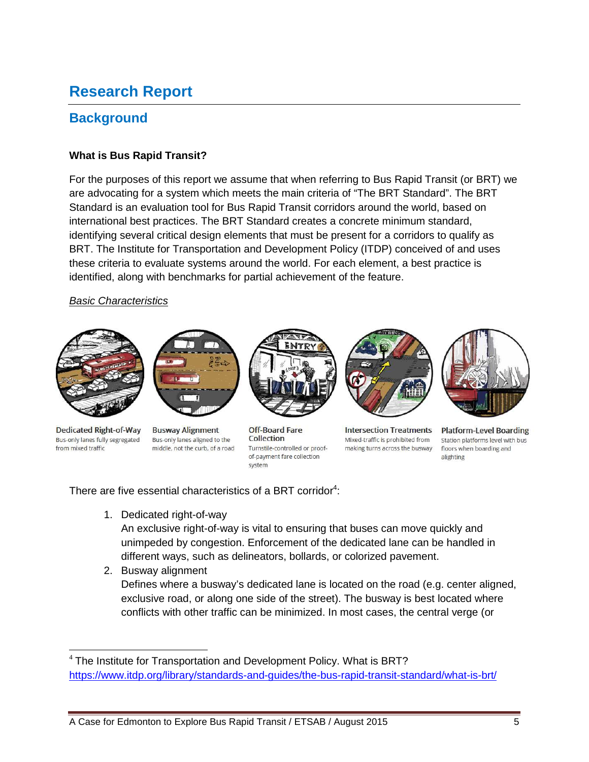# Research Report

## Background

**What is Bus Rapid Transit?**

For the purposes of this report we assume that when referring to Bus Rapid Transit (or BRT) we are advocating for a system which meets the main criteria of "The BRT Standard". The BRT Standard is an evaluation tool for Bus Rapid Transit corridors around the world, based on international best practices. The BRT Standard creates a concrete minimum standard, identifying several critical design elements that must be present for a corridors to qualify as BRT. The Institute for Transportation and Development Policy (ITDP) conceived of and uses these criteria to evaluate systems around the world. For each element, a best practice is identified, along with benchmarks for partial achievement of the feature.

*Basic Characteristics*

**Dedicated Right-of-Way**
Bus-only lanes fully segregated from mixed traffic

**Busway Alignment**
Bus-only lanes aligned to the middle, not the curb, of a road

**Off-Board Fare Collection**
Turnstile-controlled or proof-of-payment fare collection system

**Intersection Treatments**
Mixed-traffic is prohibited from making turns across the busway

**Platform-Level Boarding**
Station platforms level with bus floors when boarding and alighting

There are five essential characteristics of a BRT corridor[4]:

1. Dedicated right-of-way
   An exclusive right-of-way is vital to ensuring that buses can move quickly and unimpeded by congestion. Enforcement of the dedicated lane can be handled in different ways, such as delineators, bollards, or colorized pavement.
2. Busway alignment
   Defines where a busway's dedicated lane is located on the road (e.g. center aligned, exclusive road, or along one side of the street). The busway is best located where conflicts with other traffic can be minimized. In most cases, the central verge (or

[4] The Institute for Transportation and Development Policy. What is BRT? https://www.itdp.org/library/standards-and-guides/the-bus-rapid-transit-standard/what-is-brt/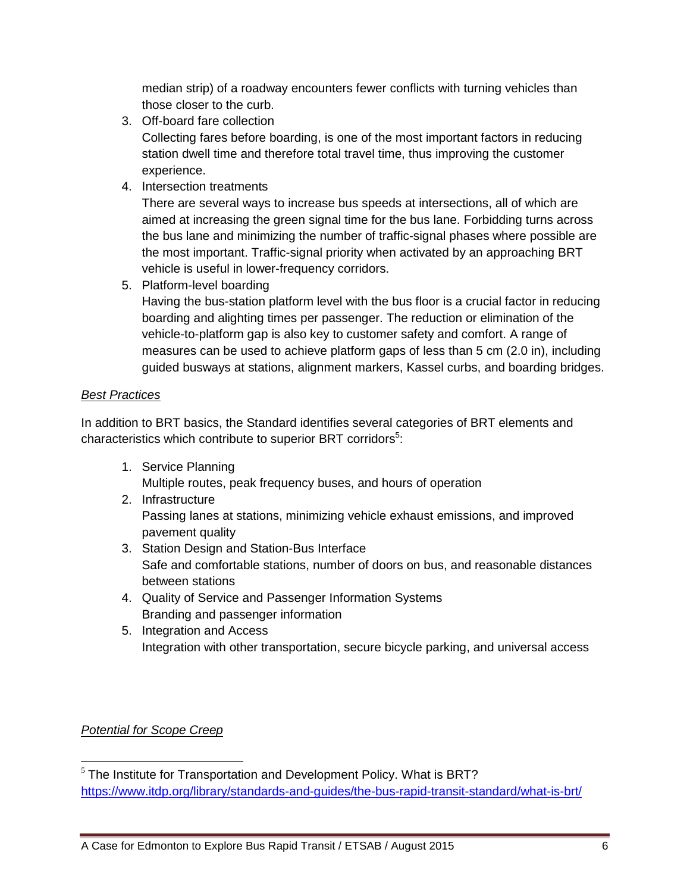median strip) of a roadway encounters fewer conflicts with turning vehicles than those closer to the curb.

3. Off-board fare collection
   Collecting fares before boarding, is one of the most important factors in reducing station dwell time and therefore total travel time, thus improving the customer experience.
4. Intersection treatments
   There are several ways to increase bus speeds at intersections, all of which are aimed at increasing the green signal time for the bus lane. Forbidding turns across the bus lane and minimizing the number of traffic-signal phases where possible are the most important. Traffic-signal priority when activated by an approaching BRT vehicle is useful in lower-frequency corridors.
5. Platform-level boarding
   Having the bus-station platform level with the bus floor is a crucial factor in reducing boarding and alighting times per passenger. The reduction or elimination of the vehicle-to-platform gap is also key to customer safety and comfort. A range of measures can be used to achieve platform gaps of less than 5 cm (2.0 in), including guided busways at stations, alignment markers, Kassel curbs, and boarding bridges.

*Best Practices*

In addition to BRT basics, the Standard identifies several categories of BRT elements and characteristics which contribute to superior BRT corridors[5]:

1. Service Planning
   Multiple routes, peak frequency buses, and hours of operation
2. Infrastructure
   Passing lanes at stations, minimizing vehicle exhaust emissions, and improved pavement quality
3. Station Design and Station-Bus Interface
   Safe and comfortable stations, number of doors on bus, and reasonable distances between stations
4. Quality of Service and Passenger Information Systems
   Branding and passenger information
5. Integration and Access
   Integration with other transportation, secure bicycle parking, and universal access

*Potential for Scope Creep*

[5] The Institute for Transportation and Development Policy. What is BRT? https://www.itdp.org/library/standards-and-guides/the-bus-rapid-transit-standard/what-is-brt/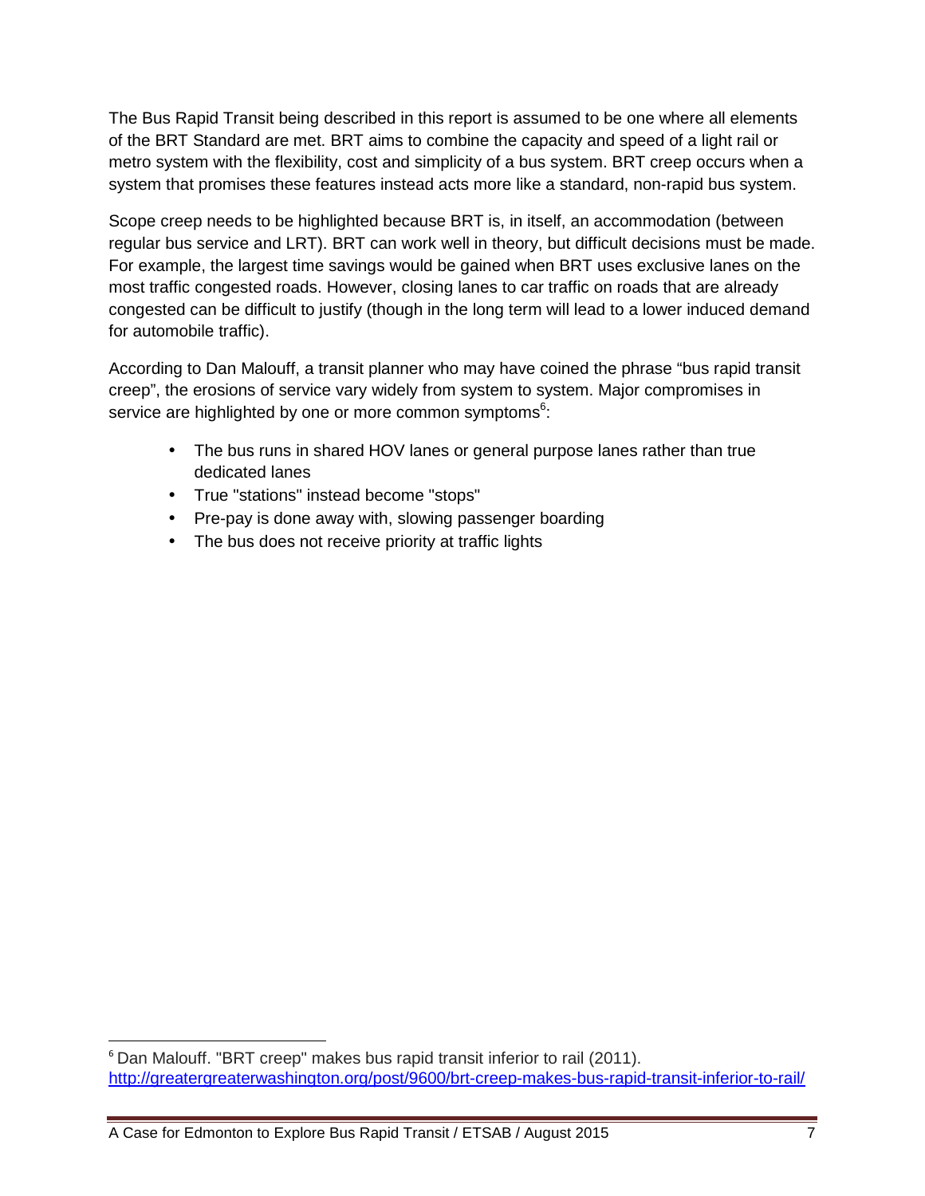The Bus Rapid Transit being described in this report is assumed to be one where all elements of the BRT Standard are met. BRT aims to combine the capacity and speed of a light rail or metro system with the flexibility, cost and simplicity of a bus system. BRT creep occurs when a system that promises these features instead acts more like a standard, non-rapid bus system.

Scope creep needs to be highlighted because BRT is, in itself, an accommodation (between regular bus service and LRT). BRT can work well in theory, but difficult decisions must be made. For example, the largest time savings would be gained when BRT uses exclusive lanes on the most traffic congested roads. However, closing lanes to car traffic on roads that are already congested can be difficult to justify (though in the long term will lead to a lower induced demand for automobile traffic).

According to Dan Malouff, a transit planner who may have coined the phrase "bus rapid transit creep", the erosions of service vary widely from system to system. Major compromises in service are highlighted by one or more common symptoms[6]:

- The bus runs in shared HOV lanes or general purpose lanes rather than true dedicated lanes
- True "stations" instead become "stops"
- Pre-pay is done away with, slowing passenger boarding
- The bus does not receive priority at traffic lights

[6] Dan Malouff. "BRT creep" makes bus rapid transit inferior to rail (2011). http://greatergreaterwashington.org/post/9600/brt-creep-makes-bus-rapid-transit-inferior-to-rail/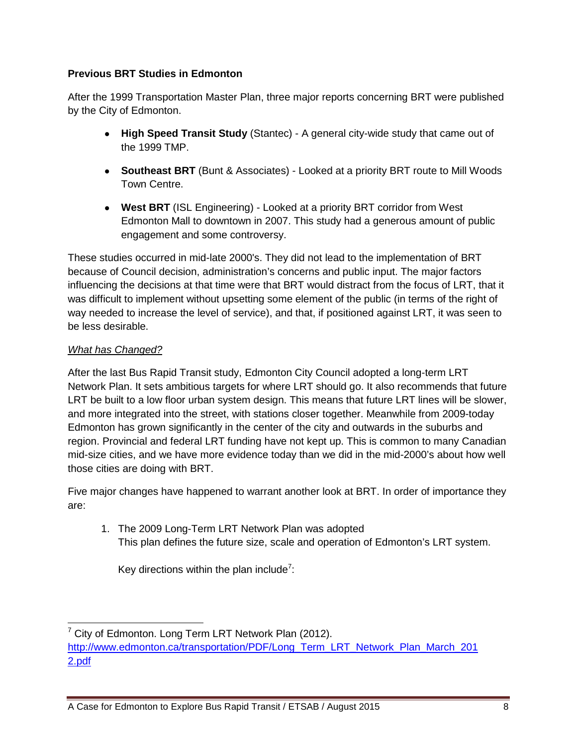**Previous BRT Studies in Edmonton**

After the 1999 Transportation Master Plan, three major reports concerning BRT were published by the City of Edmonton.

- **High Speed Transit Study** (Stantec) - A general city-wide study that came out of the 1999 TMP.
- **Southeast BRT** (Bunt & Associates) - Looked at a priority BRT route to Mill Woods Town Centre.
- **West BRT** (ISL Engineering) - Looked at a priority BRT corridor from West Edmonton Mall to downtown in 2007. This study had a generous amount of public engagement and some controversy.

These studies occurred in mid-late 2000's. They did not lead to the implementation of BRT because of Council decision, administration's concerns and public input. The major factors influencing the decisions at that time were that BRT would distract from the focus of LRT, that it was difficult to implement without upsetting some element of the public (in terms of the right of way needed to increase the level of service), and that, if positioned against LRT, it was seen to be less desirable.

*What has Changed?*

After the last Bus Rapid Transit study, Edmonton City Council adopted a long-term LRT Network Plan. It sets ambitious targets for where LRT should go. It also recommends that future LRT be built to a low floor urban system design. This means that future LRT lines will be slower, and more integrated into the street, with stations closer together. Meanwhile from 2009-today Edmonton has grown significantly in the center of the city and outwards in the suburbs and region. Provincial and federal LRT funding have not kept up. This is common to many Canadian mid-size cities, and we have more evidence today than we did in the mid-2000's about how well those cities are doing with BRT.

Five major changes have happened to warrant another look at BRT. In order of importance they are:

1. The 2009 Long-Term LRT Network Plan was adopted
   This plan defines the future size, scale and operation of Edmonton's LRT system.

   Key directions within the plan include[7]:

[7] City of Edmonton. Long Term LRT Network Plan (2012). http://www.edmonton.ca/transportation/PDF/Long_Term_LRT_Network_Plan_March_2012.pdf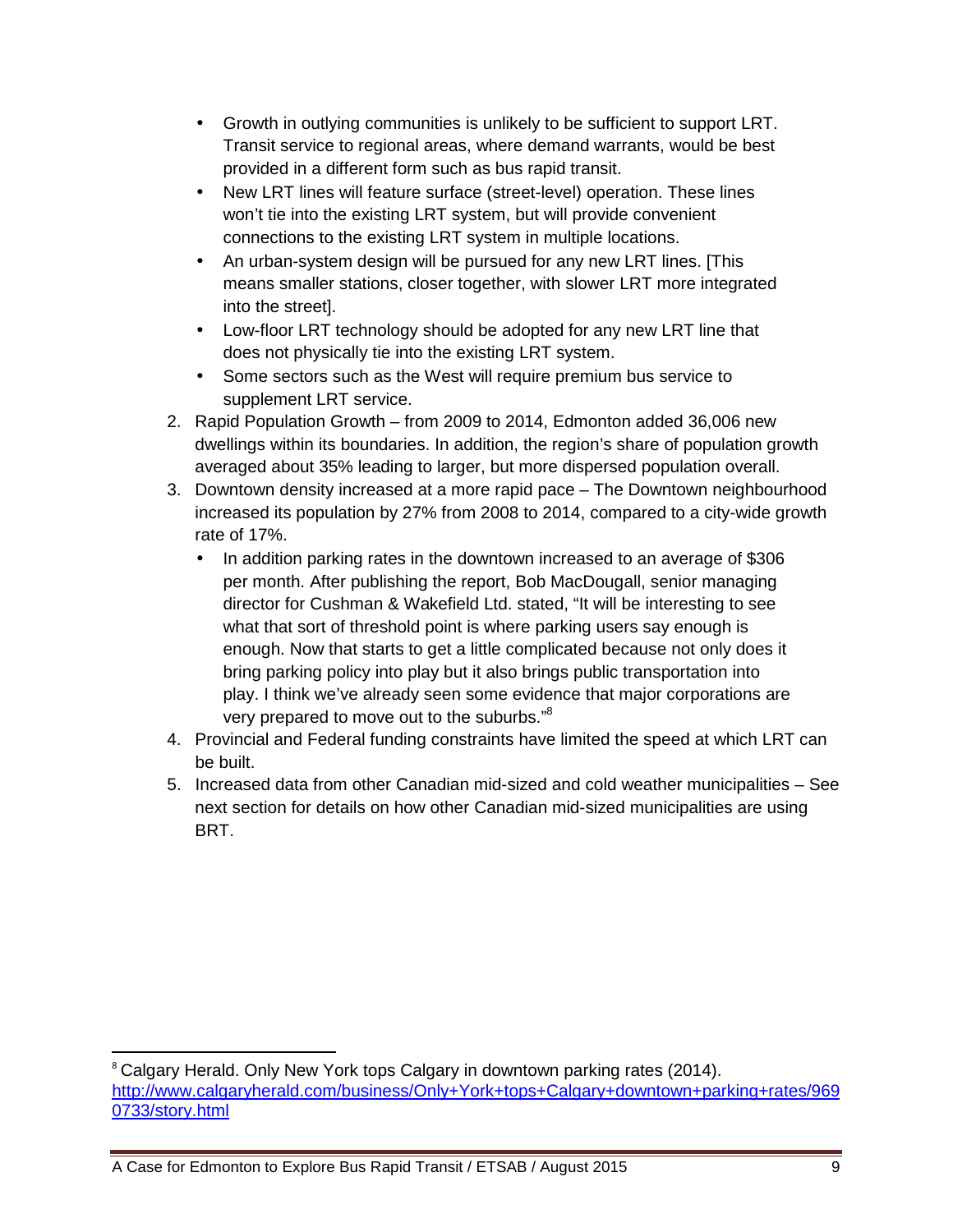- Growth in outlying communities is unlikely to be sufficient to support LRT. Transit service to regional areas, where demand warrants, would be best provided in a different form such as bus rapid transit.
- New LRT lines will feature surface (street-level) operation. These lines won't tie into the existing LRT system, but will provide convenient connections to the existing LRT system in multiple locations.
- An urban-system design will be pursued for any new LRT lines. [This means smaller stations, closer together, with slower LRT more integrated into the street].
- Low-floor LRT technology should be adopted for any new LRT line that does not physically tie into the existing LRT system.
- Some sectors such as the West will require premium bus service to supplement LRT service.

2. Rapid Population Growth – from 2009 to 2014, Edmonton added 36,006 new dwellings within its boundaries. In addition, the region's share of population growth averaged about 35% leading to larger, but more dispersed population overall.
3. Downtown density increased at a more rapid pace – The Downtown neighbourhood increased its population by 27% from 2008 to 2014, compared to a city-wide growth rate of 17%.
   - In addition parking rates in the downtown increased to an average of $306 per month. After publishing the report, Bob MacDougall, senior managing director for Cushman & Wakefield Ltd. stated, "It will be interesting to see what that sort of threshold point is where parking users say enough is enough. Now that starts to get a little complicated because not only does it bring parking policy into play but it also brings public transportation into play. I think we've already seen some evidence that major corporations are very prepared to move out to the suburbs."[8]
4. Provincial and Federal funding constraints have limited the speed at which LRT can be built.
5. Increased data from other Canadian mid-sized and cold weather municipalities – See next section for details on how other Canadian mid-sized municipalities are using BRT.

---

[8] Calgary Herald. Only New York tops Calgary in downtown parking rates (2014). http://www.calgaryherald.com/business/Only+York+tops+Calgary+downtown+parking+rates/9690733/story.html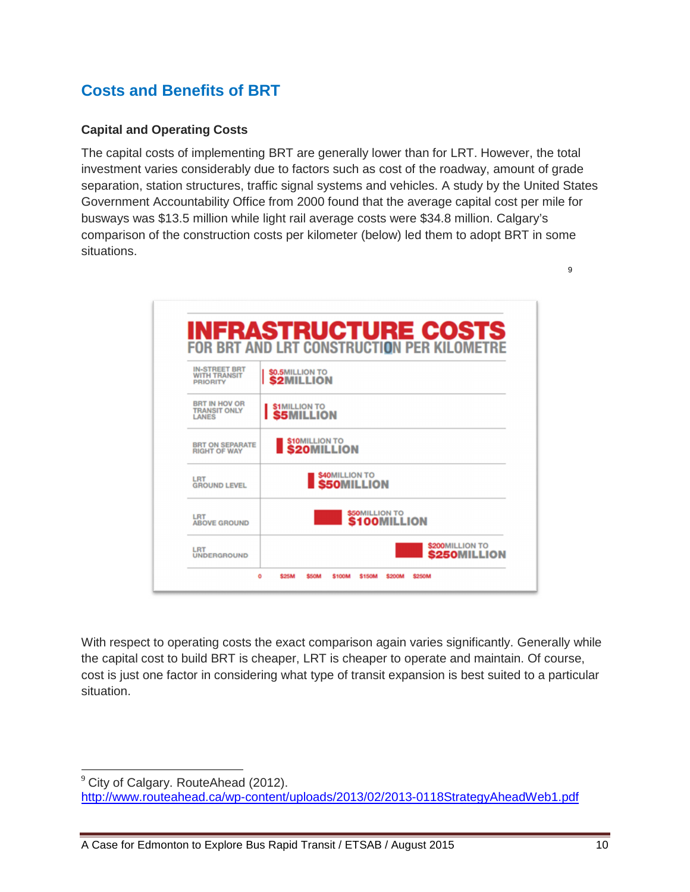## Costs and Benefits of BRT

### Capital and Operating Costs

The capital costs of implementing BRT are generally lower than for LRT. However, the total investment varies considerably due to factors such as cost of the roadway, amount of grade separation, station structures, traffic signal systems and vehicles. A study by the United States Government Accountability Office from 2000 found that the average capital cost per mile for busways was $13.5 million while light rail average costs were $34.8 million. Calgary's comparison of the construction costs per kilometer (below) led them to adopt BRT in some situations.[9]

**INFRASTRUCTURE COSTS**
**FOR BRT AND LRT CONSTRUCTION PER KILOMETRE**

| Type | Cost per kilometre |
| --- | --- |
| In-street BRT with transit priority | $0.5 million to $2 million |
| BRT in HOV or transit only lanes | $1 million to $5 million |
| BRT on separate right of way | $10 million to $20 million |
| LRT ground level | $40 million to $50 million |
| LRT above ground | $50 million to $100 million |
| LRT underground | $200 million to $250 million |

With respect to operating costs the exact comparison again varies significantly. Generally while the capital cost to build BRT is cheaper, LRT is cheaper to operate and maintain. Of course, cost is just one factor in considering what type of transit expansion is best suited to a particular situation.

---

[9] City of Calgary. RouteAhead (2012). http://www.routeahead.ca/wp-content/uploads/2013/02/2013-0118StrategyAheadWeb1.pdf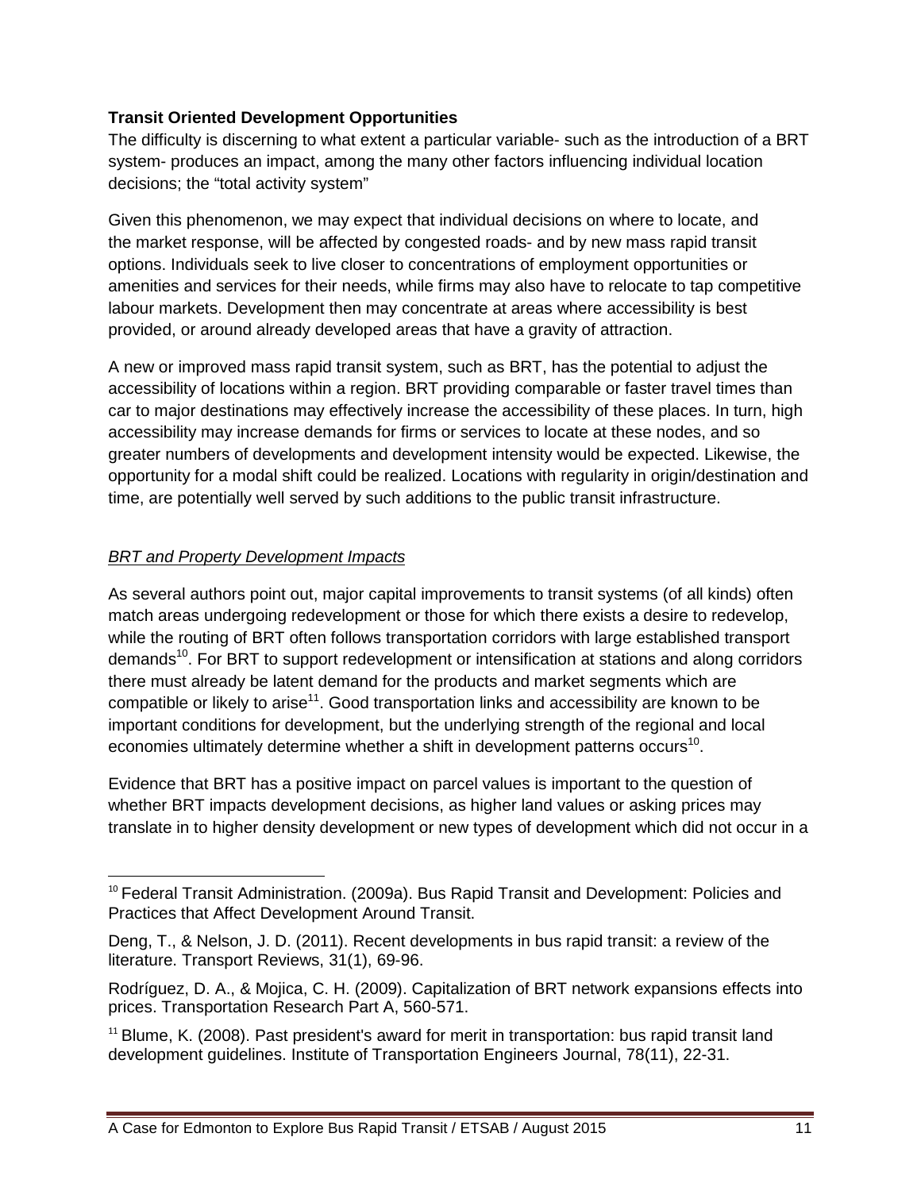**Transit Oriented Development Opportunities**

The difficulty is discerning to what extent a particular variable- such as the introduction of a BRT system- produces an impact, among the many other factors influencing individual location decisions; the "total activity system"

Given this phenomenon, we may expect that individual decisions on where to locate, and the market response, will be affected by congested roads- and by new mass rapid transit options. Individuals seek to live closer to concentrations of employment opportunities or amenities and services for their needs, while firms may also have to relocate to tap competitive labour markets. Development then may concentrate at areas where accessibility is best provided, or around already developed areas that have a gravity of attraction.

A new or improved mass rapid transit system, such as BRT, has the potential to adjust the accessibility of locations within a region. BRT providing comparable or faster travel times than car to major destinations may effectively increase the accessibility of these places. In turn, high accessibility may increase demands for firms or services to locate at these nodes, and so greater numbers of developments and development intensity would be expected. Likewise, the opportunity for a modal shift could be realized. Locations with regularity in origin/destination and time, are potentially well served by such additions to the public transit infrastructure.

*BRT and Property Development Impacts*

As several authors point out, major capital improvements to transit systems (of all kinds) often match areas undergoing redevelopment or those for which there exists a desire to redevelop, while the routing of BRT often follows transportation corridors with large established transport demands[10]. For BRT to support redevelopment or intensification at stations and along corridors there must already be latent demand for the products and market segments which are compatible or likely to arise[11]. Good transportation links and accessibility are known to be important conditions for development, but the underlying strength of the regional and local economies ultimately determine whether a shift in development patterns occurs[10].

Evidence that BRT has a positive impact on parcel values is important to the question of whether BRT impacts development decisions, as higher land values or asking prices may translate in to higher density development or new types of development which did not occur in a

---

[10] Federal Transit Administration. (2009a). Bus Rapid Transit and Development: Policies and Practices that Affect Development Around Transit.

Deng, T., & Nelson, J. D. (2011). Recent developments in bus rapid transit: a review of the literature. Transport Reviews, 31(1), 69-96.

Rodríguez, D. A., & Mojica, C. H. (2009). Capitalization of BRT network expansions effects into prices. Transportation Research Part A, 560-571.

[11] Blume, K. (2008). Past president's award for merit in transportation: bus rapid transit land development guidelines. Institute of Transportation Engineers Journal, 78(11), 22-31.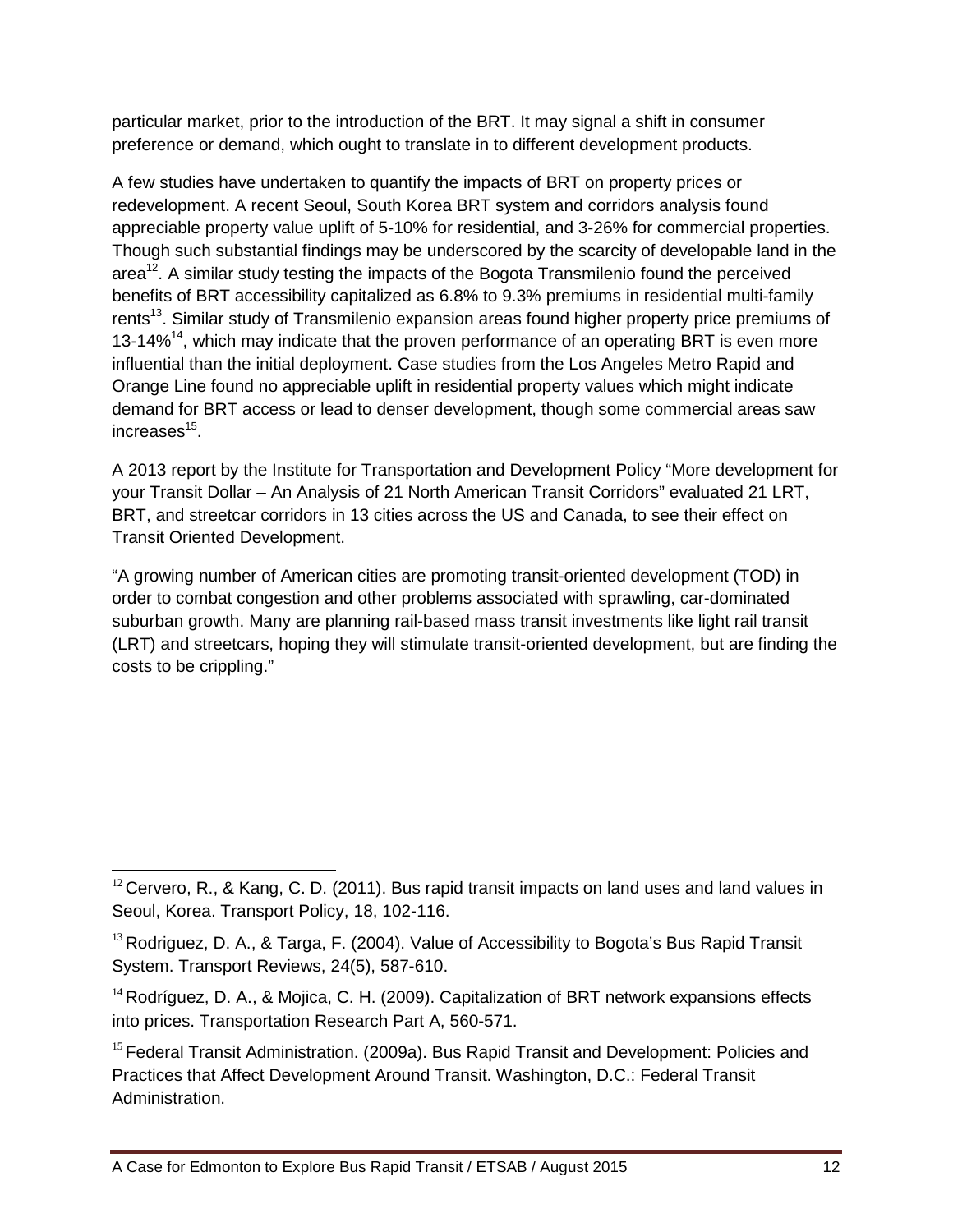particular market, prior to the introduction of the BRT. It may signal a shift in consumer preference or demand, which ought to translate in to different development products.

A few studies have undertaken to quantify the impacts of BRT on property prices or redevelopment. A recent Seoul, South Korea BRT system and corridors analysis found appreciable property value uplift of 5-10% for residential, and 3-26% for commercial properties. Though such substantial findings may be underscored by the scarcity of developable land in the area[12]. A similar study testing the impacts of the Bogota Transmilenio found the perceived benefits of BRT accessibility capitalized as 6.8% to 9.3% premiums in residential multi-family rents[13]. Similar study of Transmilenio expansion areas found higher property price premiums of 13-14%[14], which may indicate that the proven performance of an operating BRT is even more influential than the initial deployment. Case studies from the Los Angeles Metro Rapid and Orange Line found no appreciable uplift in residential property values which might indicate demand for BRT access or lead to denser development, though some commercial areas saw increases[15].

A 2013 report by the Institute for Transportation and Development Policy "More development for your Transit Dollar – An Analysis of 21 North American Transit Corridors" evaluated 21 LRT, BRT, and streetcar corridors in 13 cities across the US and Canada, to see their effect on Transit Oriented Development.

"A growing number of American cities are promoting transit-oriented development (TOD) in order to combat congestion and other problems associated with sprawling, car-dominated suburban growth. Many are planning rail-based mass transit investments like light rail transit (LRT) and streetcars, hoping they will stimulate transit-oriented development, but are finding the costs to be crippling."

---

[12] Cervero, R., & Kang, C. D. (2011). Bus rapid transit impacts on land uses and land values in Seoul, Korea. Transport Policy, 18, 102-116.

[13] Rodriguez, D. A., & Targa, F. (2004). Value of Accessibility to Bogota's Bus Rapid Transit System. Transport Reviews, 24(5), 587-610.

[14] Rodríguez, D. A., & Mojica, C. H. (2009). Capitalization of BRT network expansions effects into prices. Transportation Research Part A, 560-571.

[15] Federal Transit Administration. (2009a). Bus Rapid Transit and Development: Policies and Practices that Affect Development Around Transit. Washington, D.C.: Federal Transit Administration.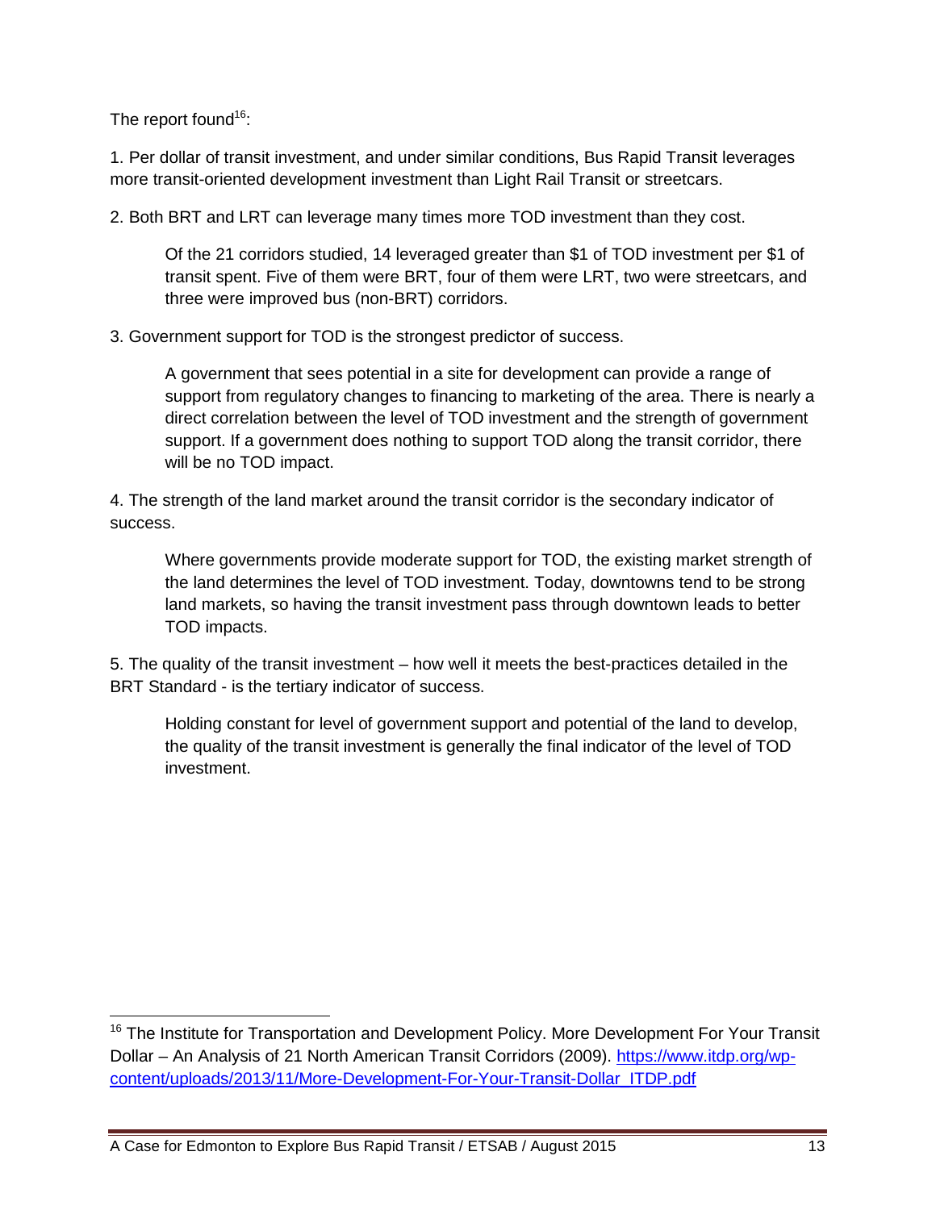The report found[16]:

1. Per dollar of transit investment, and under similar conditions, Bus Rapid Transit leverages more transit-oriented development investment than Light Rail Transit or streetcars.

2. Both BRT and LRT can leverage many times more TOD investment than they cost.

    Of the 21 corridors studied, 14 leveraged greater than $1 of TOD investment per $1 of transit spent. Five of them were BRT, four of them were LRT, two were streetcars, and three were improved bus (non-BRT) corridors.

3. Government support for TOD is the strongest predictor of success.

    A government that sees potential in a site for development can provide a range of support from regulatory changes to financing to marketing of the area. There is nearly a direct correlation between the level of TOD investment and the strength of government support. If a government does nothing to support TOD along the transit corridor, there will be no TOD impact.

4. The strength of the land market around the transit corridor is the secondary indicator of success.

    Where governments provide moderate support for TOD, the existing market strength of the land determines the level of TOD investment. Today, downtowns tend to be strong land markets, so having the transit investment pass through downtown leads to better TOD impacts.

5. The quality of the transit investment – how well it meets the best-practices detailed in the BRT Standard - is the tertiary indicator of success.

    Holding constant for level of government support and potential of the land to develop, the quality of the transit investment is generally the final indicator of the level of TOD investment.

---

[16] The Institute for Transportation and Development Policy. More Development For Your Transit Dollar – An Analysis of 21 North American Transit Corridors (2009). https://www.itdp.org/wp-content/uploads/2013/11/More-Development-For-Your-Transit-Dollar_ITDP.pdf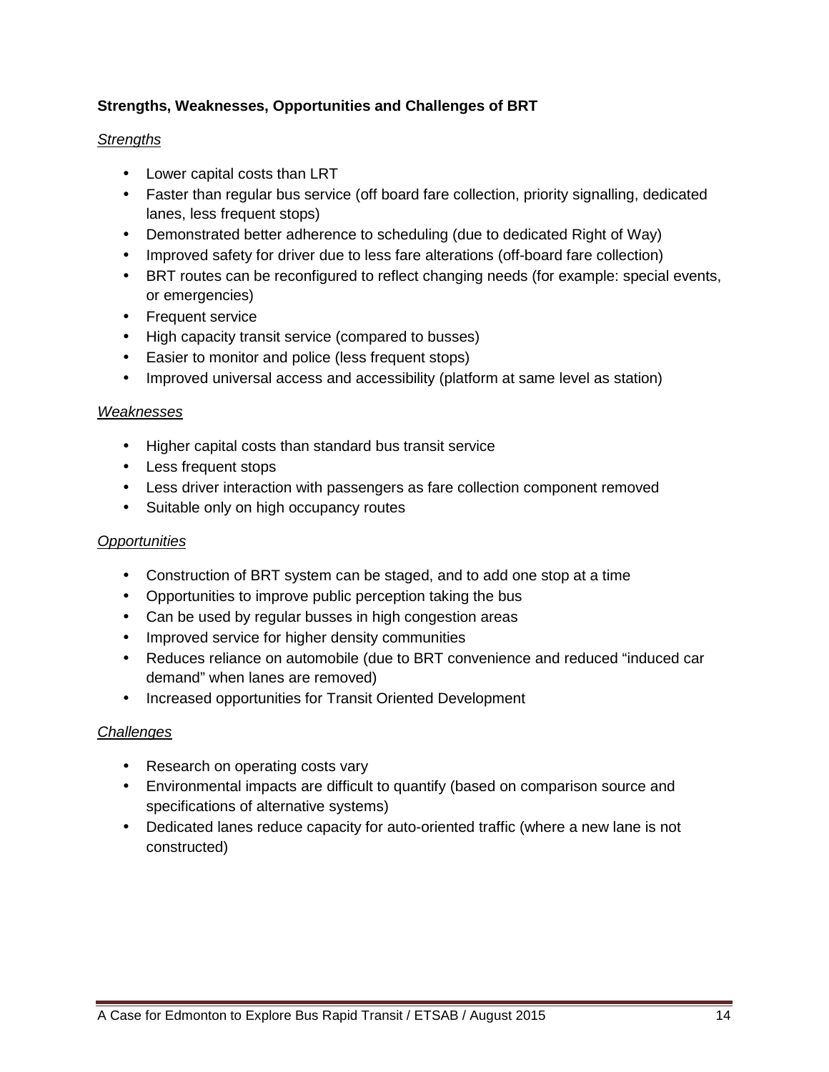**Strengths, Weaknesses, Opportunities and Challenges of BRT**

*Strengths*

- Lower capital costs than LRT
- Faster than regular bus service (off board fare collection, priority signalling, dedicated lanes, less frequent stops)
- Demonstrated better adherence to scheduling (due to dedicated Right of Way)
- Improved safety for driver due to less fare alterations (off-board fare collection)
- BRT routes can be reconfigured to reflect changing needs (for example: special events, or emergencies)
- Frequent service
- High capacity transit service (compared to busses)
- Easier to monitor and police (less frequent stops)
- Improved universal access and accessibility (platform at same level as station)

*Weaknesses*

- Higher capital costs than standard bus transit service
- Less frequent stops
- Less driver interaction with passengers as fare collection component removed
- Suitable only on high occupancy routes

*Opportunities*

- Construction of BRT system can be staged, and to add one stop at a time
- Opportunities to improve public perception taking the bus
- Can be used by regular busses in high congestion areas
- Improved service for higher density communities
- Reduces reliance on automobile (due to BRT convenience and reduced "induced car demand" when lanes are removed)
- Increased opportunities for Transit Oriented Development

*Challenges*

- Research on operating costs vary
- Environmental impacts are difficult to quantify (based on comparison source and specifications of alternative systems)
- Dedicated lanes reduce capacity for auto-oriented traffic (where a new lane is not constructed)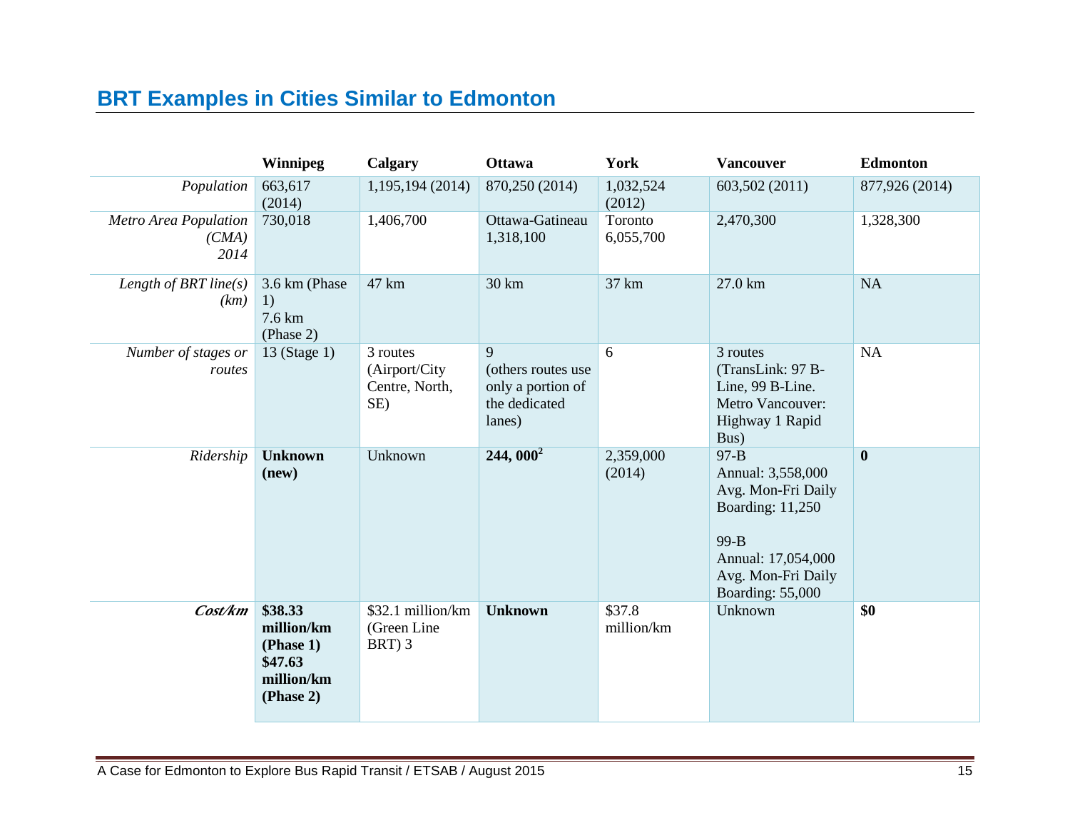## BRT Examples in Cities Similar to Edmonton

| | Winnipeg | Calgary | Ottawa | York | Vancouver | Edmonton |
|---|---|---|---|---|---|---|
| *Population* | 663,617 (2014) | 1,195,194 (2014) | 870,250 (2014) | 1,032,524 (2012) | 603,502 (2011) | 877,926 (2014) |
| *Metro Area Population (CMA) 2014* | 730,018 | 1,406,700 | Ottawa-Gatineau 1,318,100 | Toronto 6,055,700 | 2,470,300 | 1,328,300 |
| *Length of BRT line(s) (km)* | 3.6 km (Phase 1) 7.6 km (Phase 2) | 47 km | 30 km | 37 km | 27.0 km | NA |
| *Number of stages or routes* | 13 (Stage 1) | 3 routes (Airport/City Centre, North, SE) | 9 (others routes use only a portion of the dedicated lanes) | 6 | 3 routes (TransLink: 97 B-Line, 99 B-Line. Metro Vancouver: Highway 1 Rapid Bus) | NA |
| *Ridership* | **Unknown (new)** | Unknown | **244, 000**[2] | 2,359,000 (2014) | 97-B Annual: 3,558,000 Avg. Mon-Fri Daily Boarding: 11,250<br><br>99-B Annual: 17,054,000 Avg. Mon-Fri Daily Boarding: 55,000 | **0** |
| ***Cost/km*** | **$38.33 million/km (Phase 1) $47.63 million/km (Phase 2)** | $32.1 million/km (Green Line BRT) 3 | **Unknown** | $37.8 million/km | Unknown | **$0** |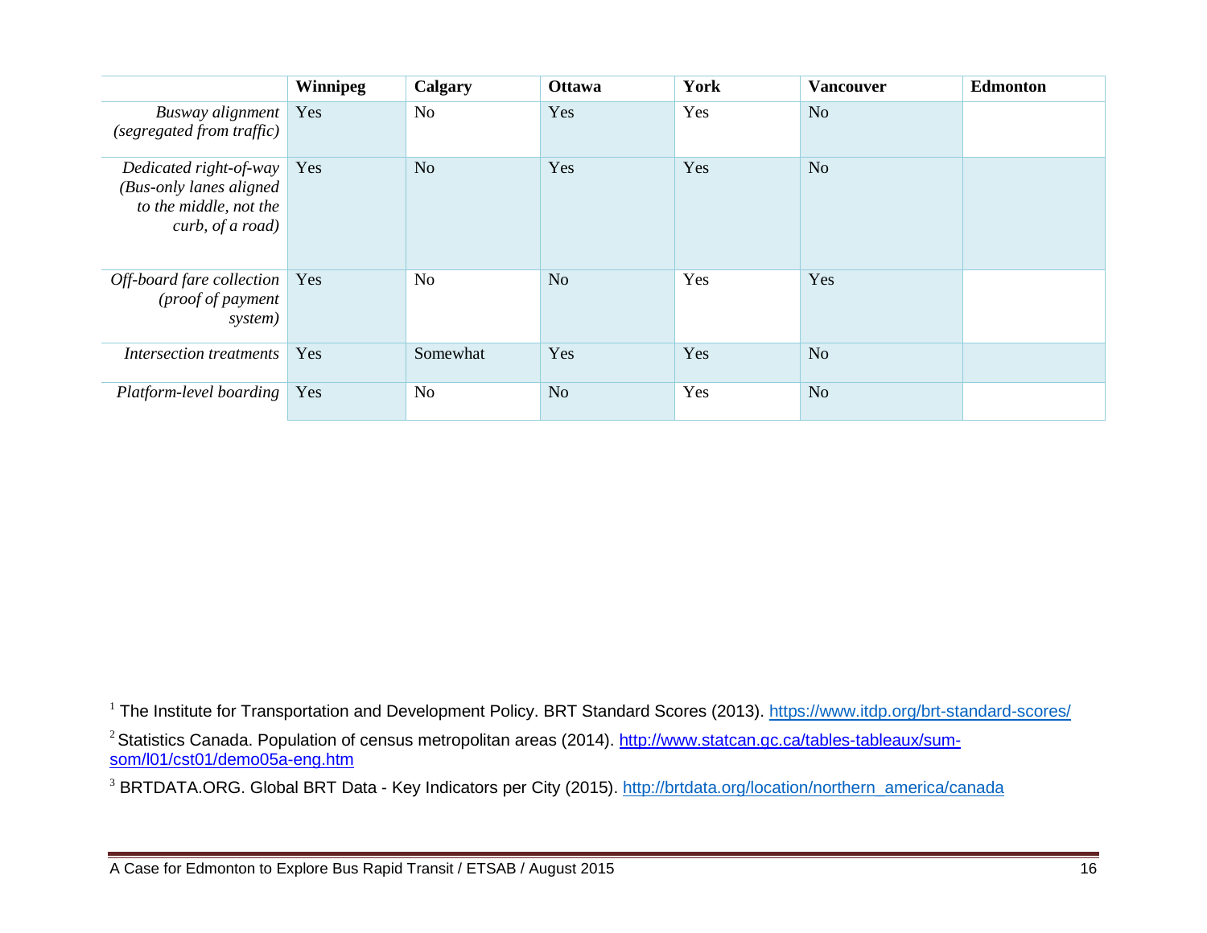| | Winnipeg | Calgary | Ottawa | York | Vancouver | Edmonton |
|---|---|---|---|---|---|---|
| *Busway alignment (segregated from traffic)* | Yes | No | Yes | Yes | No | |
| *Dedicated right-of-way (Bus-only lanes aligned to the middle, not the curb, of a road)* | Yes | No | Yes | Yes | No | |
| *Off-board fare collection (proof of payment system)* | Yes | No | No | Yes | Yes | |
| *Intersection treatments* | Yes | Somewhat | Yes | Yes | No | |
| *Platform-level boarding* | Yes | No | No | Yes | No | |

[1] The Institute for Transportation and Development Policy. BRT Standard Scores (2013). https://www.itdp.org/brt-standard-scores/

[2] Statistics Canada. Population of census metropolitan areas (2014). http://www.statcan.gc.ca/tables-tableaux/sum-som/l01/cst01/demo05a-eng.htm

[3] BRTDATA.ORG. Global BRT Data - Key Indicators per City (2015). http://brtdata.org/location/northern_america/canada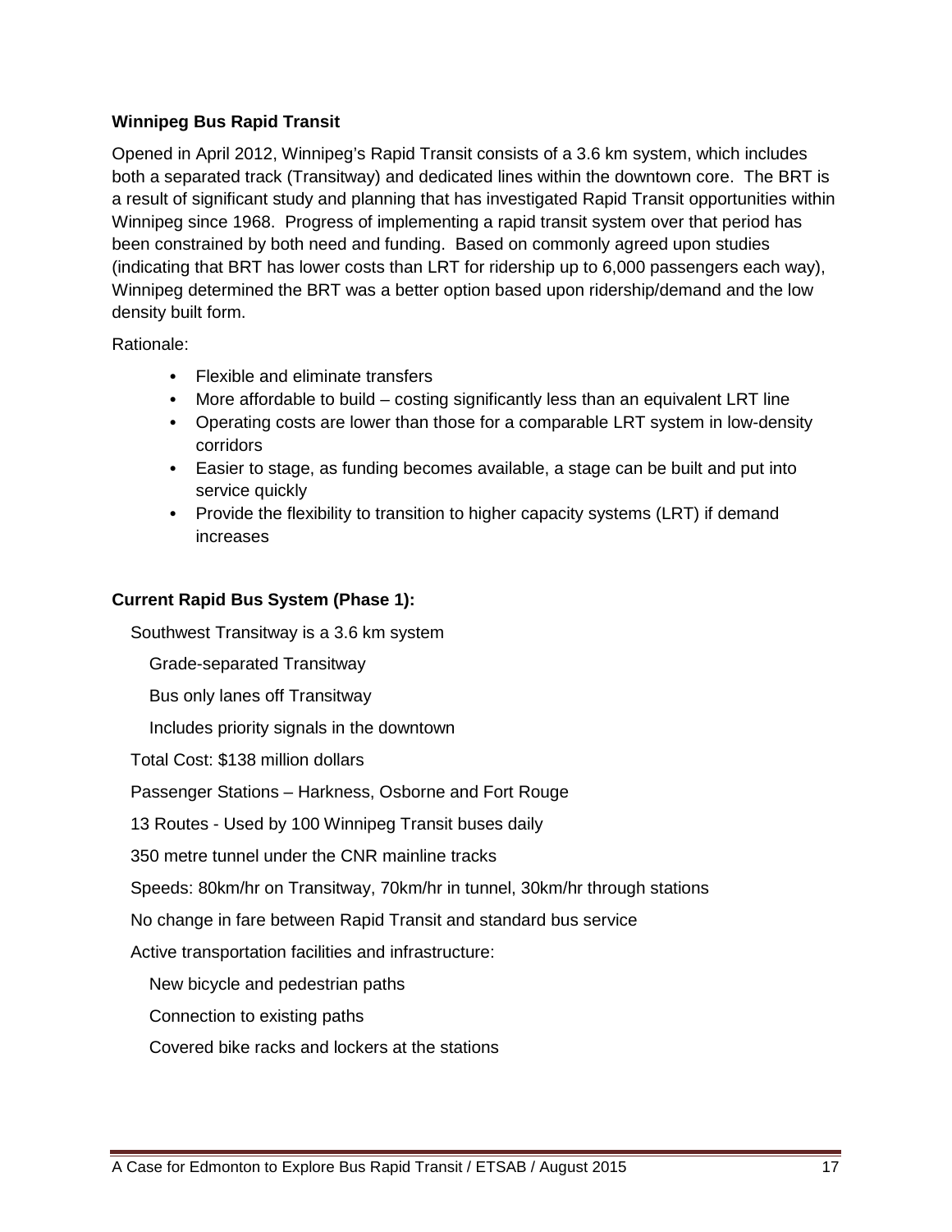**Winnipeg Bus Rapid Transit**

Opened in April 2012, Winnipeg's Rapid Transit consists of a 3.6 km system, which includes both a separated track (Transitway) and dedicated lines within the downtown core. The BRT is a result of significant study and planning that has investigated Rapid Transit opportunities within Winnipeg since 1968. Progress of implementing a rapid transit system over that period has been constrained by both need and funding. Based on commonly agreed upon studies (indicating that BRT has lower costs than LRT for ridership up to 6,000 passengers each way), Winnipeg determined the BRT was a better option based upon ridership/demand and the low density built form.

Rationale:

- Flexible and eliminate transfers
- More affordable to build – costing significantly less than an equivalent LRT line
- Operating costs are lower than those for a comparable LRT system in low-density corridors
- Easier to stage, as funding becomes available, a stage can be built and put into service quickly
- Provide the flexibility to transition to higher capacity systems (LRT) if demand increases

**Current Rapid Bus System (Phase 1):**

Southwest Transitway is a 3.6 km system

Grade-separated Transitway

Bus only lanes off Transitway

Includes priority signals in the downtown

Total Cost: $138 million dollars

Passenger Stations – Harkness, Osborne and Fort Rouge

13 Routes - Used by 100 Winnipeg Transit buses daily

350 metre tunnel under the CNR mainline tracks

Speeds: 80km/hr on Transitway, 70km/hr in tunnel, 30km/hr through stations

No change in fare between Rapid Transit and standard bus service

Active transportation facilities and infrastructure:

New bicycle and pedestrian paths

Connection to existing paths

Covered bike racks and lockers at the stations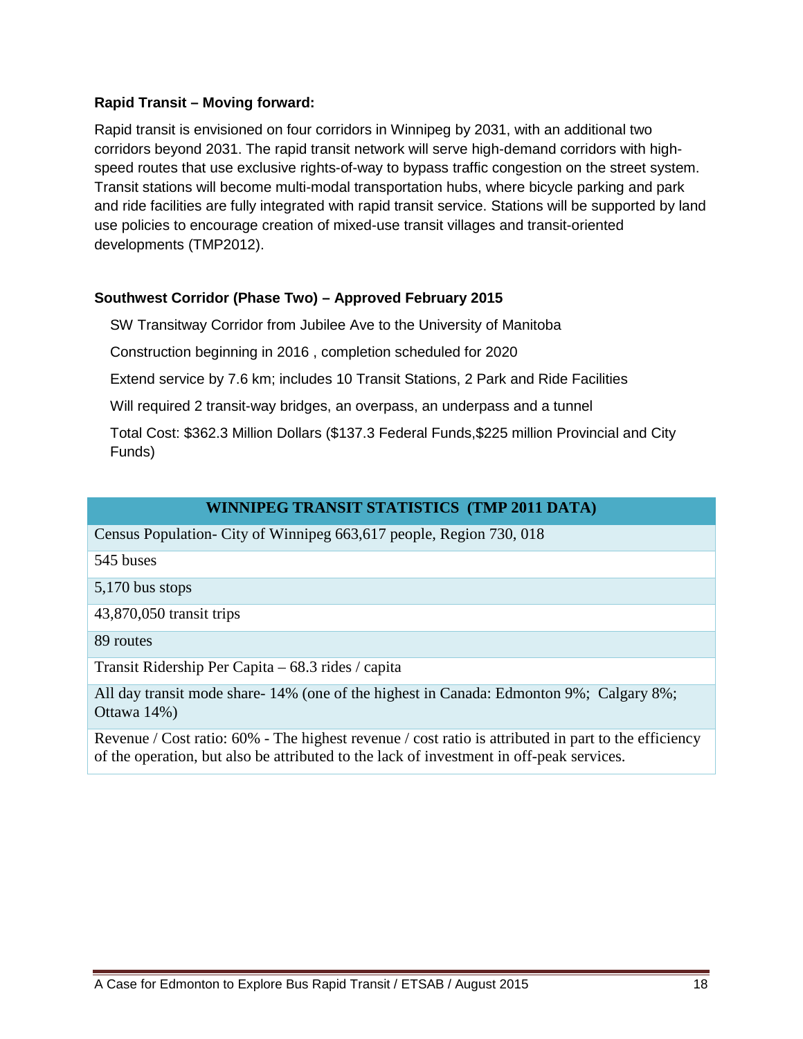**Rapid Transit – Moving forward:**

Rapid transit is envisioned on four corridors in Winnipeg by 2031, with an additional two corridors beyond 2031. The rapid transit network will serve high-demand corridors with high-speed routes that use exclusive rights-of-way to bypass traffic congestion on the street system. Transit stations will become multi-modal transportation hubs, where bicycle parking and park and ride facilities are fully integrated with rapid transit service. Stations will be supported by land use policies to encourage creation of mixed-use transit villages and transit-oriented developments (TMP2012).

**Southwest Corridor (Phase Two) – Approved February 2015**

SW Transitway Corridor from Jubilee Ave to the University of Manitoba

Construction beginning in 2016 , completion scheduled for 2020

Extend service by 7.6 km; includes 10 Transit Stations, 2 Park and Ride Facilities

Will required 2 transit-way bridges, an overpass, an underpass and a tunnel

Total Cost: $362.3 Million Dollars ($137.3 Federal Funds,$225 million Provincial and City Funds)

| WINNIPEG TRANSIT STATISTICS (TMP 2011 DATA) |
|---|
| Census Population- City of Winnipeg 663,617 people, Region 730, 018 |
| 545 buses |
| 5,170 bus stops |
| 43,870,050 transit trips |
| 89 routes |
| Transit Ridership Per Capita – 68.3 rides / capita |
| All day transit mode share- 14% (one of the highest in Canada: Edmonton 9%; Calgary 8%; Ottawa 14%) |
| Revenue / Cost ratio: 60% - The highest revenue / cost ratio is attributed in part to the efficiency of the operation, but also be attributed to the lack of investment in off-peak services. |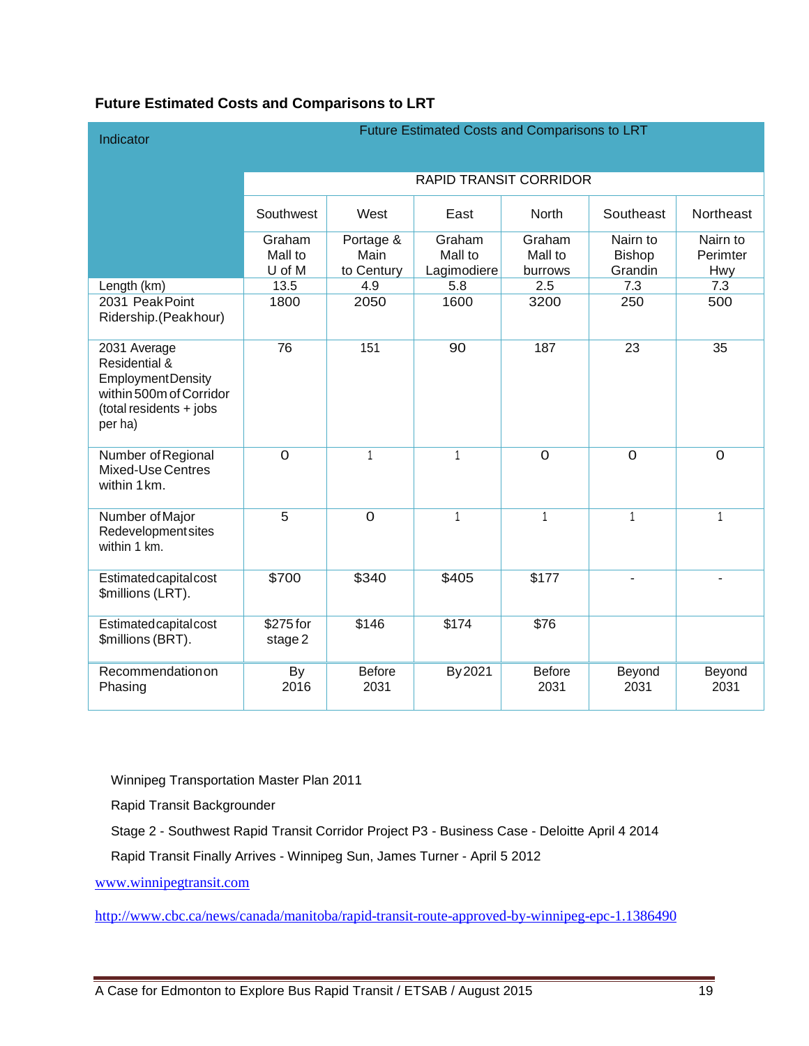### Future Estimated Costs and Comparisons to LRT

| Indicator | Future Estimated Costs and Comparisons to LRT | | | | | |
|---|---|---|---|---|---|---|
| | RAPID TRANSIT CORRIDOR | | | | | |
| | Southwest | West | East | North | Southeast | Northeast |
| | Graham Mall to U of M | Portage & Main to Century | Graham Mall to Lagimodiere | Graham Mall to burrows | Nairn to Bishop Grandin | Nairn to Perimter Hwy |
| Length (km) | 13.5 | 4.9 | 5.8 | 2.5 | 7.3 | 7.3 |
| 2031 Peak Point Ridership.(Peak hour) | 1800 | 2050 | 1600 | 3200 | 250 | 500 |
| 2031 Average Residential & Employment Density within 500m of Corridor (total residents + jobs per ha) | 76 | 151 | 90 | 187 | 23 | 35 |
| Number of Regional Mixed-Use Centres within 1 km. | 0 | 1 | 1 | 0 | 0 | 0 |
| Number of Major Redevelopment sites within 1 km. | 5 | 0 | 1 | 1 | 1 | 1 |
| Estimated capital cost $millions (LRT). | $700 | $340 | $405 | $177 | - | - |
| Estimated capital cost $millions (BRT). | $275 for stage 2 | $146 | $174 | $76 | | |
| Recommendation on Phasing | By 2016 | Before 2031 | By 2021 | Before 2031 | Beyond 2031 | Beyond 2031 |

Winnipeg Transportation Master Plan 2011

Rapid Transit Backgrounder

Stage 2 - Southwest Rapid Transit Corridor Project P3 - Business Case - Deloitte April 4 2014

Rapid Transit Finally Arrives - Winnipeg Sun, James Turner - April 5 2012

www.winnipegtransit.com

http://www.cbc.ca/news/canada/manitoba/rapid-transit-route-approved-by-winnipeg-epc-1.1386490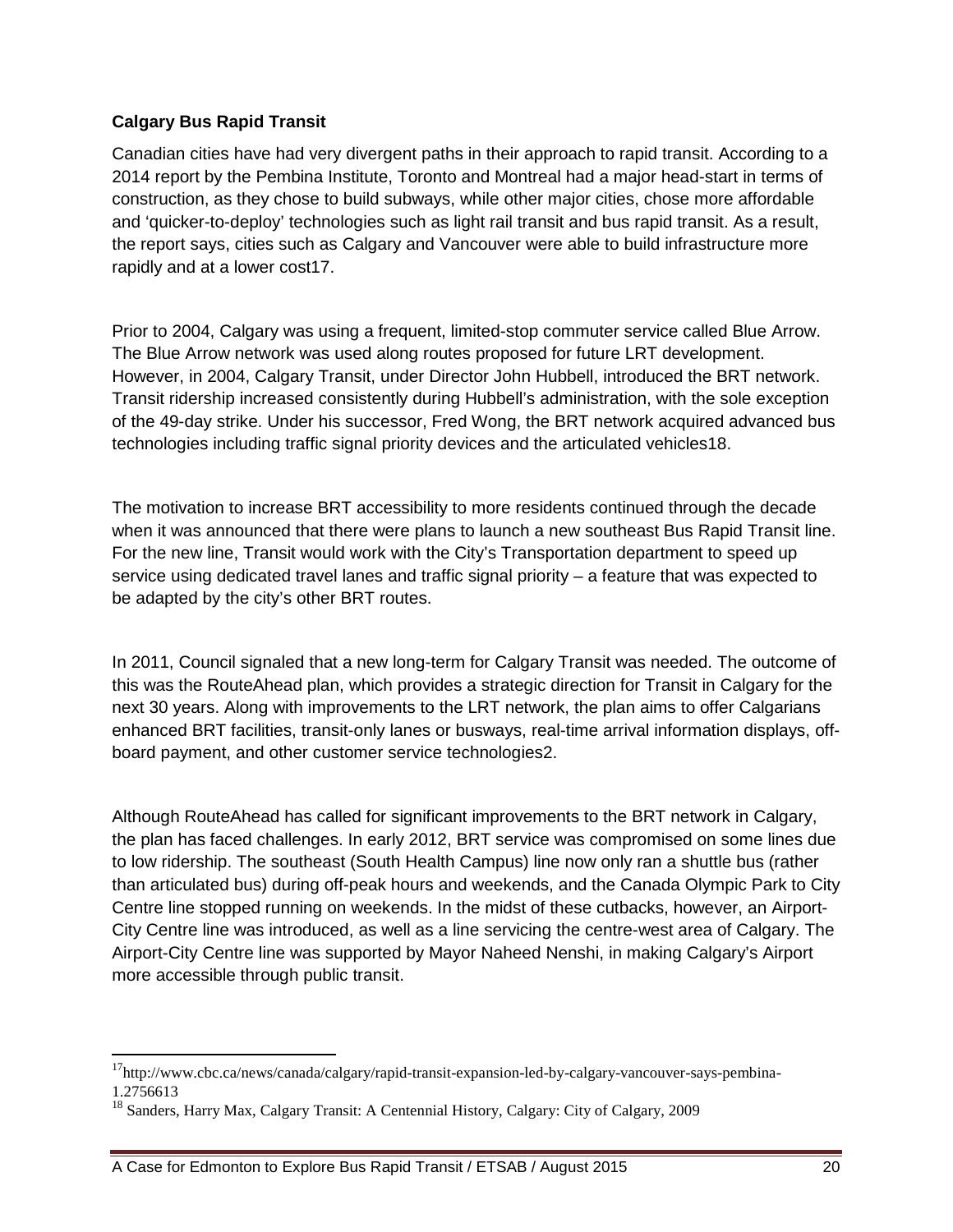**Calgary Bus Rapid Transit**

Canadian cities have had very divergent paths in their approach to rapid transit. According to a 2014 report by the Pembina Institute, Toronto and Montreal had a major head-start in terms of construction, as they chose to build subways, while other major cities, chose more affordable and 'quicker-to-deploy' technologies such as light rail transit and bus rapid transit. As a result, the report says, cities such as Calgary and Vancouver were able to build infrastructure more rapidly and at a lower cost[17].

Prior to 2004, Calgary was using a frequent, limited-stop commuter service called Blue Arrow. The Blue Arrow network was used along routes proposed for future LRT development. However, in 2004, Calgary Transit, under Director John Hubbell, introduced the BRT network. Transit ridership increased consistently during Hubbell's administration, with the sole exception of the 49-day strike. Under his successor, Fred Wong, the BRT network acquired advanced bus technologies including traffic signal priority devices and the articulated vehicles[18].

The motivation to increase BRT accessibility to more residents continued through the decade when it was announced that there were plans to launch a new southeast Bus Rapid Transit line. For the new line, Transit would work with the City's Transportation department to speed up service using dedicated travel lanes and traffic signal priority – a feature that was expected to be adapted by the city's other BRT routes.

In 2011, Council signaled that a new long-term for Calgary Transit was needed. The outcome of this was the RouteAhead plan, which provides a strategic direction for Transit in Calgary for the next 30 years. Along with improvements to the LRT network, the plan aims to offer Calgarians enhanced BRT facilities, transit-only lanes or busways, real-time arrival information displays, off-board payment, and other customer service technologies2.

Although RouteAhead has called for significant improvements to the BRT network in Calgary, the plan has faced challenges. In early 2012, BRT service was compromised on some lines due to low ridership. The southeast (South Health Campus) line now only ran a shuttle bus (rather than articulated bus) during off-peak hours and weekends, and the Canada Olympic Park to City Centre line stopped running on weekends. In the midst of these cutbacks, however, an Airport-City Centre line was introduced, as well as a line servicing the centre-west area of Calgary. The Airport-City Centre line was supported by Mayor Naheed Nenshi, in making Calgary's Airport more accessible through public transit.

---

[17] http://www.cbc.ca/news/canada/calgary/rapid-transit-expansion-led-by-calgary-vancouver-says-pembina-1.2756613

[18] Sanders, Harry Max, Calgary Transit: A Centennial History, Calgary: City of Calgary, 2009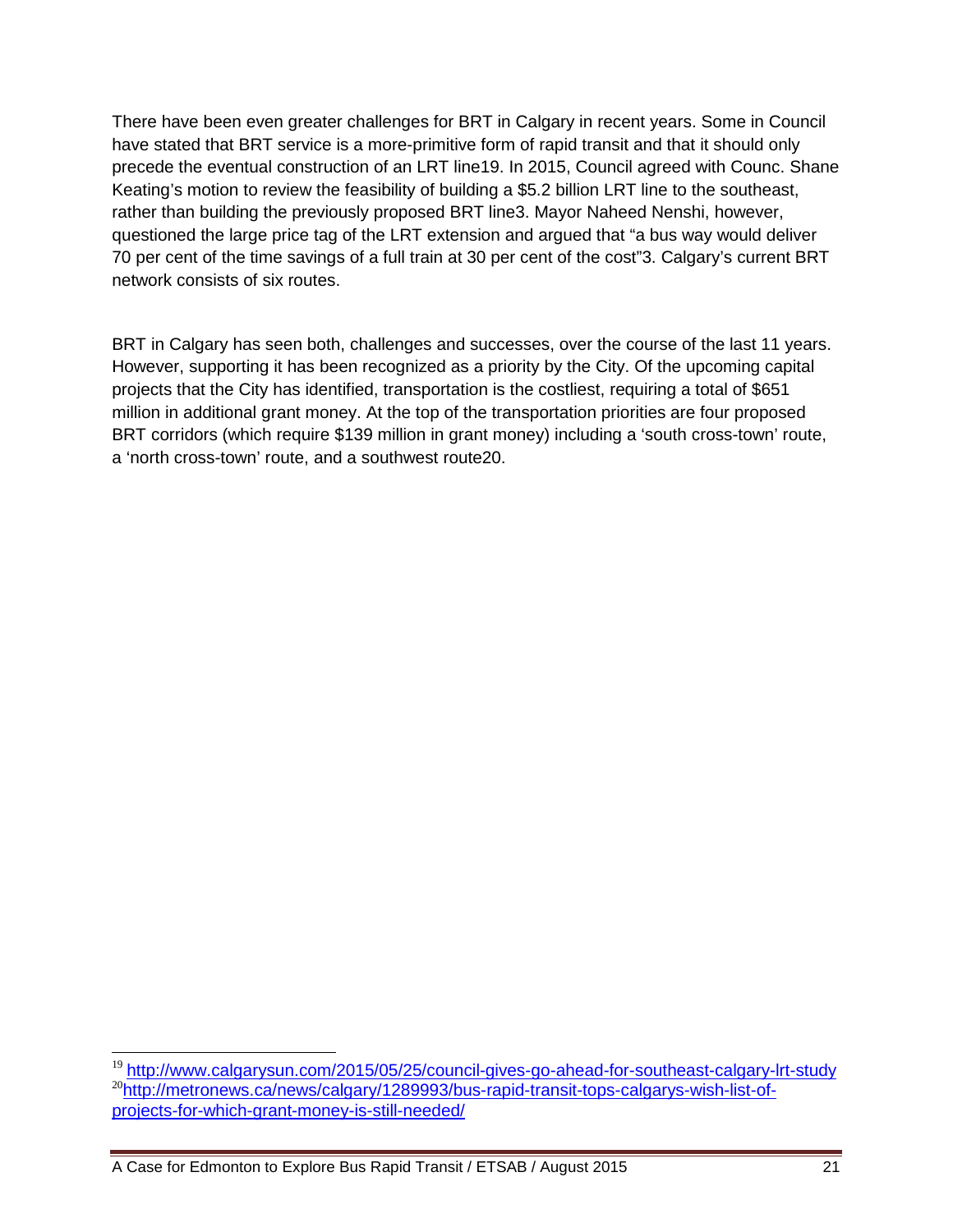There have been even greater challenges for BRT in Calgary in recent years. Some in Council have stated that BRT service is a more-primitive form of rapid transit and that it should only precede the eventual construction of an LRT line[19]. In 2015, Council agreed with Counc. Shane Keating's motion to review the feasibility of building a $5.2 billion LRT line to the southeast, rather than building the previously proposed BRT line[3]. Mayor Naheed Nenshi, however, questioned the large price tag of the LRT extension and argued that "a bus way would deliver 70 per cent of the time savings of a full train at 30 per cent of the cost"[3]. Calgary's current BRT network consists of six routes.

BRT in Calgary has seen both, challenges and successes, over the course of the last 11 years. However, supporting it has been recognized as a priority by the City. Of the upcoming capital projects that the City has identified, transportation is the costliest, requiring a total of $651 million in additional grant money. At the top of the transportation priorities are four proposed BRT corridors (which require $139 million in grant money) including a 'south cross-town' route, a 'north cross-town' route, and a southwest route[20].

[19] http://www.calgarysun.com/2015/05/25/council-gives-go-ahead-for-southeast-calgary-lrt-study

[20] http://metronews.ca/news/calgary/1289993/bus-rapid-transit-tops-calgarys-wish-list-of-projects-for-which-grant-money-is-still-needed/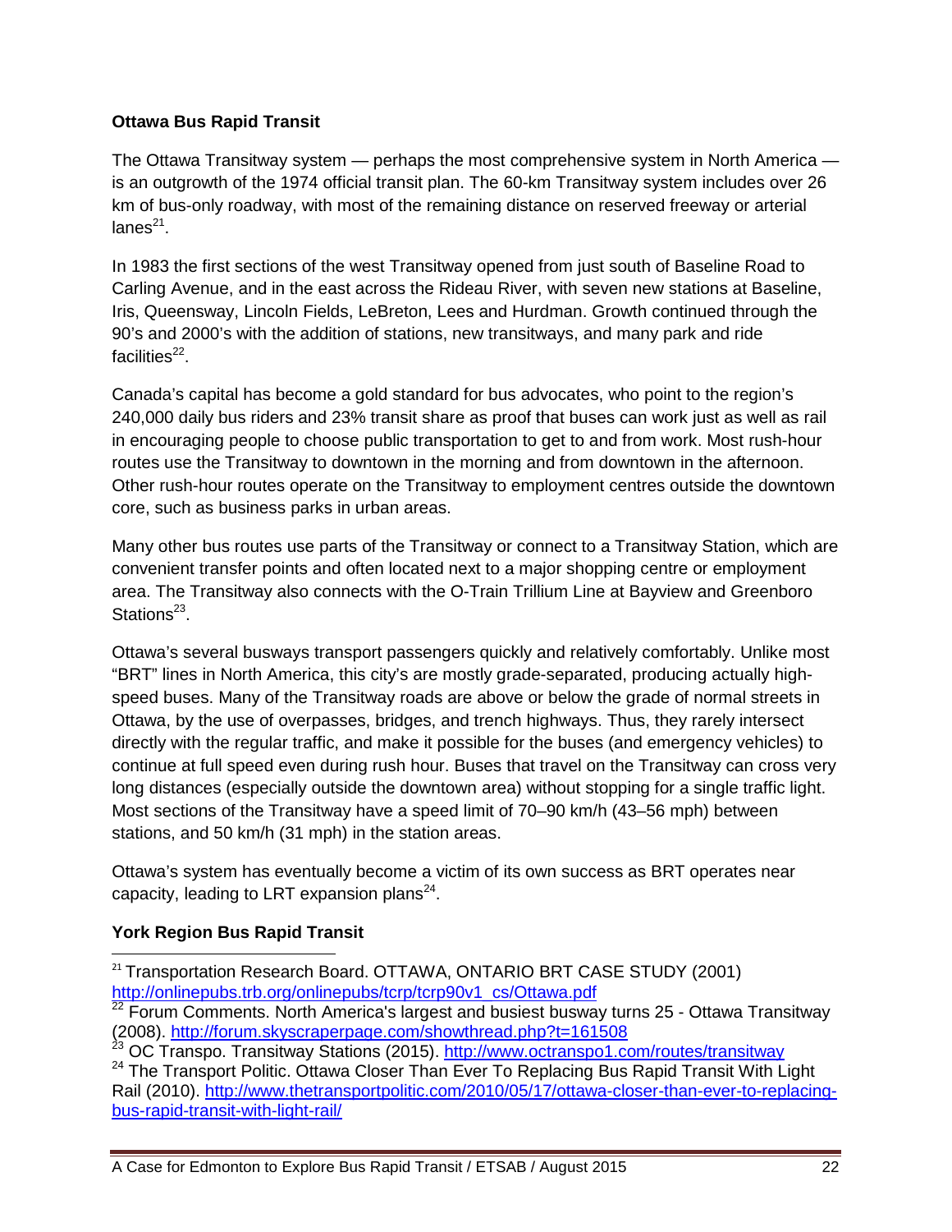**Ottawa Bus Rapid Transit**

The Ottawa Transitway system — perhaps the most comprehensive system in North America — is an outgrowth of the 1974 official transit plan. The 60-km Transitway system includes over 26 km of bus-only roadway, with most of the remaining distance on reserved freeway or arterial lanes[21].

In 1983 the first sections of the west Transitway opened from just south of Baseline Road to Carling Avenue, and in the east across the Rideau River, with seven new stations at Baseline, Iris, Queensway, Lincoln Fields, LeBreton, Lees and Hurdman. Growth continued through the 90's and 2000's with the addition of stations, new transitways, and many park and ride facilities[22].

Canada's capital has become a gold standard for bus advocates, who point to the region's 240,000 daily bus riders and 23% transit share as proof that buses can work just as well as rail in encouraging people to choose public transportation to get to and from work. Most rush-hour routes use the Transitway to downtown in the morning and from downtown in the afternoon. Other rush-hour routes operate on the Transitway to employment centres outside the downtown core, such as business parks in urban areas.

Many other bus routes use parts of the Transitway or connect to a Transitway Station, which are convenient transfer points and often located next to a major shopping centre or employment area. The Transitway also connects with the O-Train Trillium Line at Bayview and Greenboro Stations[23].

Ottawa's several busways transport passengers quickly and relatively comfortably. Unlike most "BRT" lines in North America, this city's are mostly grade-separated, producing actually high-speed buses. Many of the Transitway roads are above or below the grade of normal streets in Ottawa, by the use of overpasses, bridges, and trench highways. Thus, they rarely intersect directly with the regular traffic, and make it possible for the buses (and emergency vehicles) to continue at full speed even during rush hour. Buses that travel on the Transitway can cross very long distances (especially outside the downtown area) without stopping for a single traffic light. Most sections of the Transitway have a speed limit of 70–90 km/h (43–56 mph) between stations, and 50 km/h (31 mph) in the station areas.

Ottawa's system has eventually become a victim of its own success as BRT operates near capacity, leading to LRT expansion plans[24].

**York Region Bus Rapid Transit**

---

[21] Transportation Research Board. OTTAWA, ONTARIO BRT CASE STUDY (2001) http://onlinepubs.trb.org/onlinepubs/tcrp/tcrp90v1_cs/Ottawa.pdf

[22] Forum Comments. North America's largest and busiest busway turns 25 - Ottawa Transitway (2008). http://forum.skyscraperpage.com/showthread.php?t=161508

[23] OC Transpo. Transitway Stations (2015). http://www.octranspo1.com/routes/transitway

[24] The Transport Politic. Ottawa Closer Than Ever To Replacing Bus Rapid Transit With Light Rail (2010). http://www.thetransportpolitic.com/2010/05/17/ottawa-closer-than-ever-to-replacing-bus-rapid-transit-with-light-rail/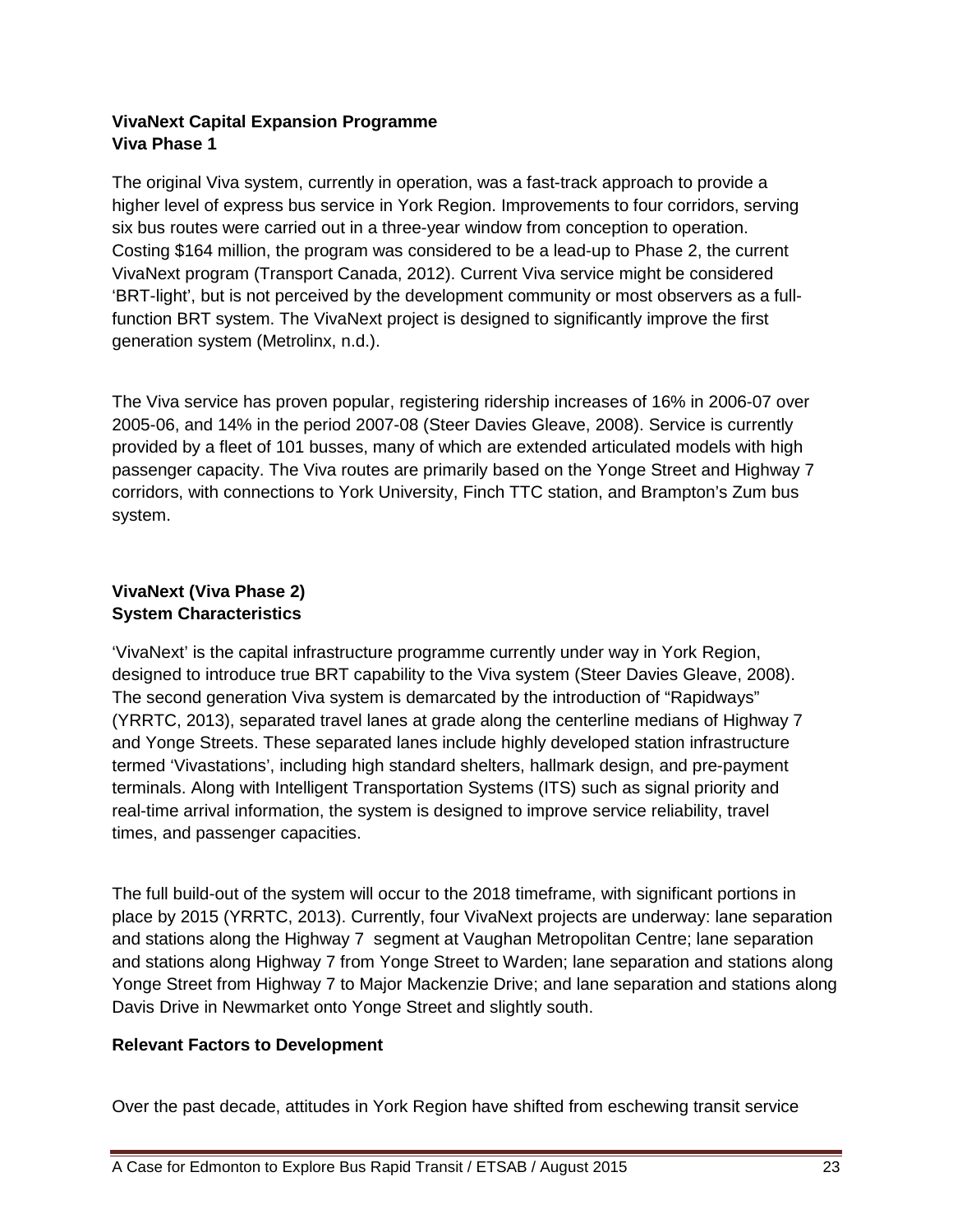**VivaNext Capital Expansion Programme**
**Viva Phase 1**

The original Viva system, currently in operation, was a fast-track approach to provide a higher level of express bus service in York Region. Improvements to four corridors, serving six bus routes were carried out in a three-year window from conception to operation. Costing $164 million, the program was considered to be a lead-up to Phase 2, the current VivaNext program (Transport Canada, 2012). Current Viva service might be considered 'BRT-light', but is not perceived by the development community or most observers as a full-function BRT system. The VivaNext project is designed to significantly improve the first generation system (Metrolinx, n.d.).

The Viva service has proven popular, registering ridership increases of 16% in 2006-07 over 2005-06, and 14% in the period 2007-08 (Steer Davies Gleave, 2008). Service is currently provided by a fleet of 101 busses, many of which are extended articulated models with high passenger capacity. The Viva routes are primarily based on the Yonge Street and Highway 7 corridors, with connections to York University, Finch TTC station, and Brampton's Zum bus system.

**VivaNext (Viva Phase 2)**
**System Characteristics**

'VivaNext' is the capital infrastructure programme currently under way in York Region, designed to introduce true BRT capability to the Viva system (Steer Davies Gleave, 2008). The second generation Viva system is demarcated by the introduction of "Rapidways" (YRRTC, 2013), separated travel lanes at grade along the centerline medians of Highway 7 and Yonge Streets. These separated lanes include highly developed station infrastructure termed 'Vivastations', including high standard shelters, hallmark design, and pre-payment terminals. Along with Intelligent Transportation Systems (ITS) such as signal priority and real-time arrival information, the system is designed to improve service reliability, travel times, and passenger capacities.

The full build-out of the system will occur to the 2018 timeframe, with significant portions in place by 2015 (YRRTC, 2013). Currently, four VivaNext projects are underway: lane separation and stations along the Highway 7 segment at Vaughan Metropolitan Centre; lane separation and stations along Highway 7 from Yonge Street to Warden; lane separation and stations along Yonge Street from Highway 7 to Major Mackenzie Drive; and lane separation and stations along Davis Drive in Newmarket onto Yonge Street and slightly south.

**Relevant Factors to Development**

Over the past decade, attitudes in York Region have shifted from eschewing transit service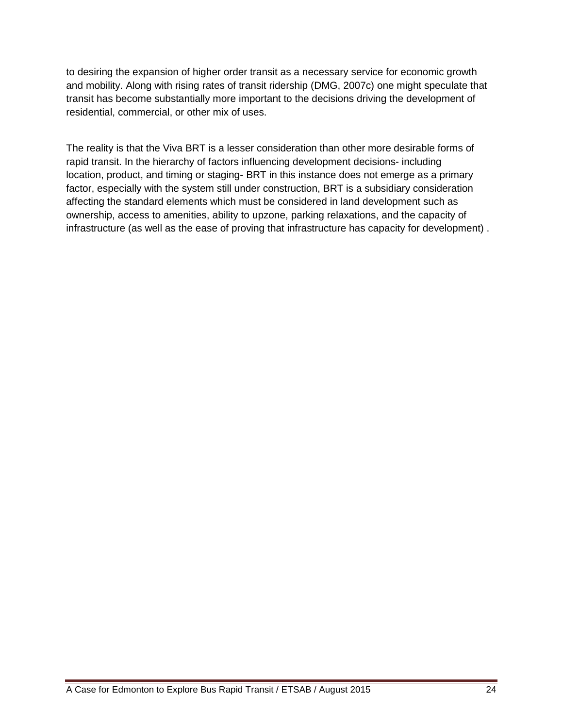to desiring the expansion of higher order transit as a necessary service for economic growth and mobility. Along with rising rates of transit ridership (DMG, 2007c) one might speculate that transit has become substantially more important to the decisions driving the development of residential, commercial, or other mix of uses.

The reality is that the Viva BRT is a lesser consideration than other more desirable forms of rapid transit. In the hierarchy of factors influencing development decisions- including location, product, and timing or staging- BRT in this instance does not emerge as a primary factor, especially with the system still under construction, BRT is a subsidiary consideration affecting the standard elements which must be considered in land development such as ownership, access to amenities, ability to upzone, parking relaxations, and the capacity of infrastructure (as well as the ease of proving that infrastructure has capacity for development) .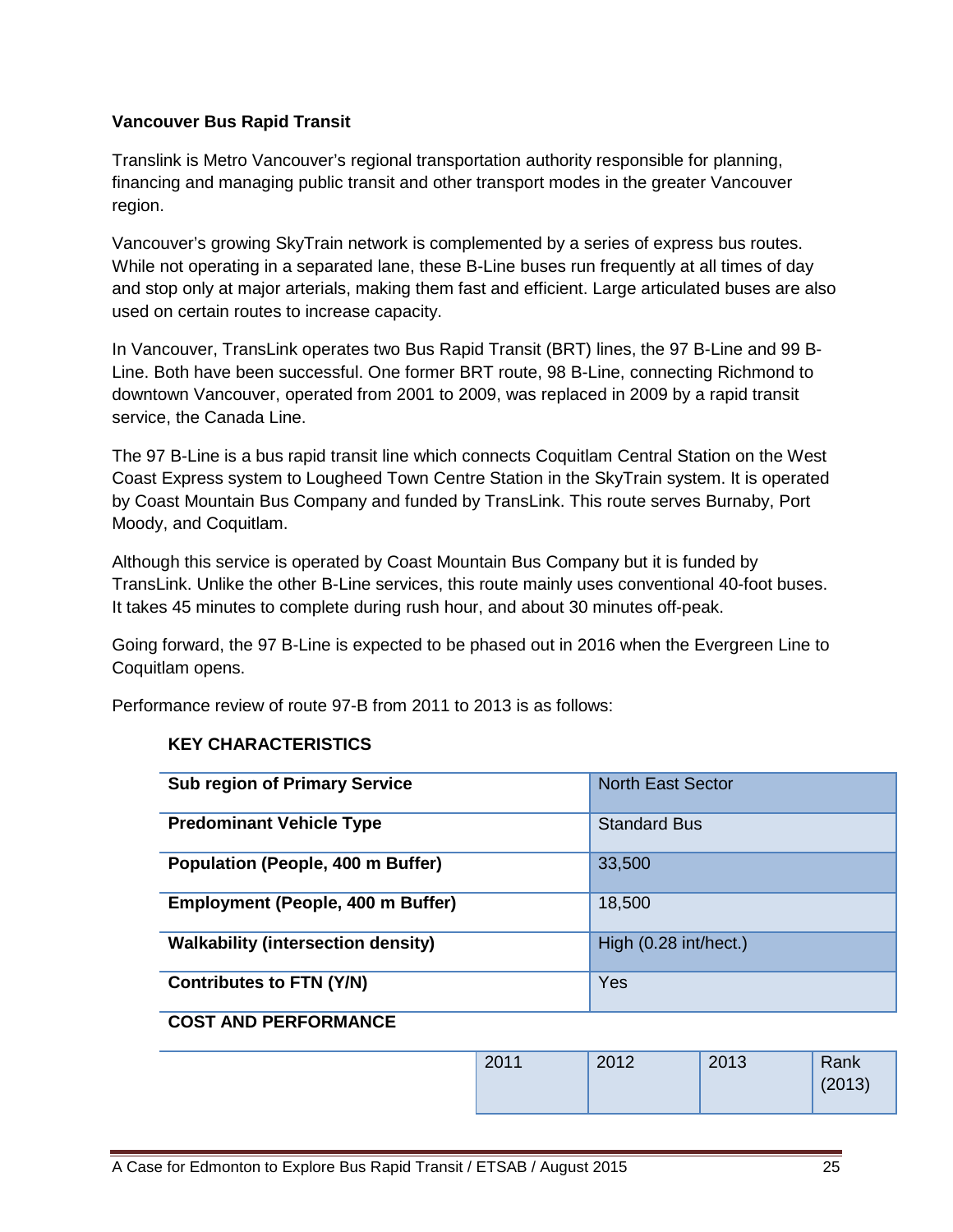**Vancouver Bus Rapid Transit**

Translink is Metro Vancouver's regional transportation authority responsible for planning, financing and managing public transit and other transport modes in the greater Vancouver region.

Vancouver's growing SkyTrain network is complemented by a series of express bus routes. While not operating in a separated lane, these B-Line buses run frequently at all times of day and stop only at major arterials, making them fast and efficient. Large articulated buses are also used on certain routes to increase capacity.

In Vancouver, TransLink operates two Bus Rapid Transit (BRT) lines, the 97 B-Line and 99 B-Line. Both have been successful. One former BRT route, 98 B-Line, connecting Richmond to downtown Vancouver, operated from 2001 to 2009, was replaced in 2009 by a rapid transit service, the Canada Line.

The 97 B-Line is a bus rapid transit line which connects Coquitlam Central Station on the West Coast Express system to Lougheed Town Centre Station in the SkyTrain system. It is operated by Coast Mountain Bus Company and funded by TransLink. This route serves Burnaby, Port Moody, and Coquitlam.

Although this service is operated by Coast Mountain Bus Company but it is funded by TransLink. Unlike the other B-Line services, this route mainly uses conventional 40-foot buses. It takes 45 minutes to complete during rush hour, and about 30 minutes off-peak.

Going forward, the 97 B-Line is expected to be phased out in 2016 when the Evergreen Line to Coquitlam opens.

Performance review of route 97-B from 2011 to 2013 is as follows:

**KEY CHARACTERISTICS**

| | |
|---|---|
| **Sub region of Primary Service** | North East Sector |
| **Predominant Vehicle Type** | Standard Bus |
| **Population (People, 400 m Buffer)** | 33,500 |
| **Employment (People, 400 m Buffer)** | 18,500 |
| **Walkability (intersection density)** | High (0.28 int/hect.) |
| **Contributes to FTN (Y/N)** | Yes |

**COST AND PERFORMANCE**

| | 2011 | 2012 | 2013 | Rank (2013) |
|---|---|---|---|---|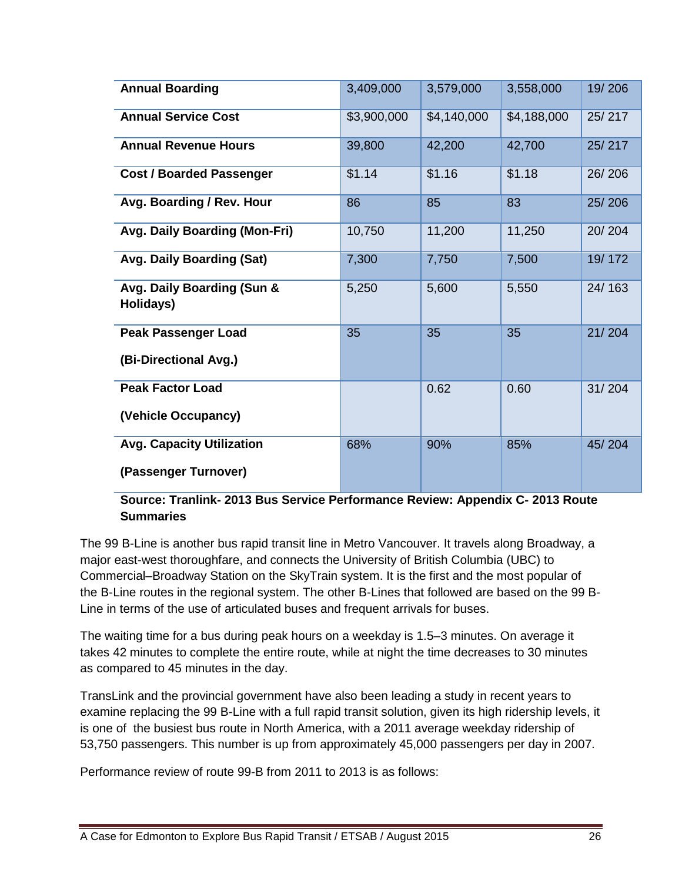| Annual Boarding | 3,409,000 | 3,579,000 | 3,558,000 | 19/ 206 |
|---|---|---|---|---|
| **Annual Service Cost** | $3,900,000 | $4,140,000 | $4,188,000 | 25/ 217 |
| **Annual Revenue Hours** | 39,800 | 42,200 | 42,700 | 25/ 217 |
| **Cost / Boarded Passenger** | $1.14 | $1.16 | $1.18 | 26/ 206 |
| **Avg. Boarding / Rev. Hour** | 86 | 85 | 83 | 25/ 206 |
| **Avg. Daily Boarding (Mon-Fri)** | 10,750 | 11,200 | 11,250 | 20/ 204 |
| **Avg. Daily Boarding (Sat)** | 7,300 | 7,750 | 7,500 | 19/ 172 |
| **Avg. Daily Boarding (Sun & Holidays)** | 5,250 | 5,600 | 5,550 | 24/ 163 |
| **Peak Passenger Load (Bi-Directional Avg.)** | 35 | 35 | 35 | 21/ 204 |
| **Peak Factor Load (Vehicle Occupancy)** | | 0.62 | 0.60 | 31/ 204 |
| **Avg. Capacity Utilization (Passenger Turnover)** | 68% | 90% | 85% | 45/ 204 |

**Source: Tranlink- 2013 Bus Service Performance Review: Appendix C- 2013 Route Summaries**

The 99 B-Line is another bus rapid transit line in Metro Vancouver. It travels along Broadway, a major east-west thoroughfare, and connects the University of British Columbia (UBC) to Commercial–Broadway Station on the SkyTrain system. It is the first and the most popular of the B-Line routes in the regional system. The other B-Lines that followed are based on the 99 B-Line in terms of the use of articulated buses and frequent arrivals for buses.

The waiting time for a bus during peak hours on a weekday is 1.5–3 minutes. On average it takes 42 minutes to complete the entire route, while at night the time decreases to 30 minutes as compared to 45 minutes in the day.

TransLink and the provincial government have also been leading a study in recent years to examine replacing the 99 B-Line with a full rapid transit solution, given its high ridership levels, it is one of the busiest bus route in North America, with a 2011 average weekday ridership of 53,750 passengers. This number is up from approximately 45,000 passengers per day in 2007.

Performance review of route 99-B from 2011 to 2013 is as follows: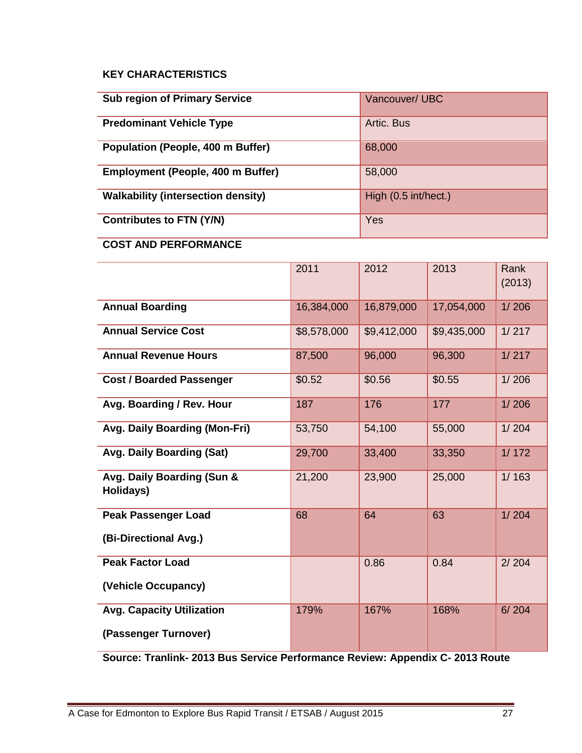**KEY CHARACTERISTICS**

| | |
|---|---|
| **Sub region of Primary Service** | Vancouver/ UBC |
| **Predominant Vehicle Type** | Artic. Bus |
| **Population (People, 400 m Buffer)** | 68,000 |
| **Employment (People, 400 m Buffer)** | 58,000 |
| **Walkability (intersection density)** | High (0.5 int/hect.) |
| **Contributes to FTN (Y/N)** | Yes |

**COST AND PERFORMANCE**

| | 2011 | 2012 | 2013 | Rank (2013) |
|---|---|---|---|---|
| **Annual Boarding** | 16,384,000 | 16,879,000 | 17,054,000 | 1/ 206 |
| **Annual Service Cost** | $8,578,000 | $9,412,000 | $9,435,000 | 1/ 217 |
| **Annual Revenue Hours** | 87,500 | 96,000 | 96,300 | 1/ 217 |
| **Cost / Boarded Passenger** | $0.52 | $0.56 | $0.55 | 1/ 206 |
| **Avg. Boarding / Rev. Hour** | 187 | 176 | 177 | 1/ 206 |
| **Avg. Daily Boarding (Mon-Fri)** | 53,750 | 54,100 | 55,000 | 1/ 204 |
| **Avg. Daily Boarding (Sat)** | 29,700 | 33,400 | 33,350 | 1/ 172 |
| **Avg. Daily Boarding (Sun & Holidays)** | 21,200 | 23,900 | 25,000 | 1/ 163 |
| **Peak Passenger Load (Bi-Directional Avg.)** | 68 | 64 | 63 | 1/ 204 |
| **Peak Factor Load (Vehicle Occupancy)** | | 0.86 | 0.84 | 2/ 204 |
| **Avg. Capacity Utilization (Passenger Turnover)** | 179% | 167% | 168% | 6/ 204 |

**Source: Tranlink- 2013 Bus Service Performance Review: Appendix C- 2013 Route**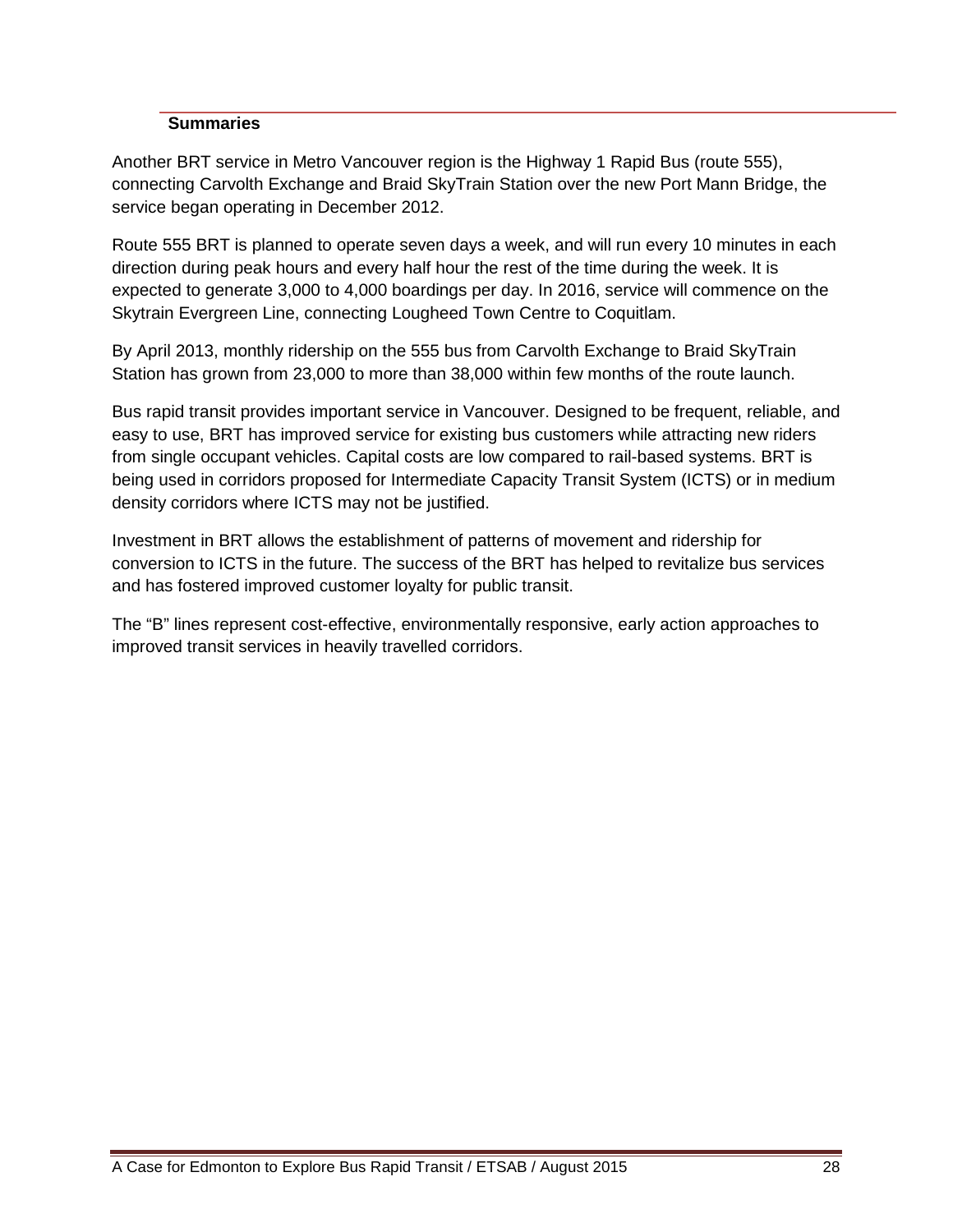### Summaries

Another BRT service in Metro Vancouver region is the Highway 1 Rapid Bus (route 555), connecting Carvolth Exchange and Braid SkyTrain Station over the new Port Mann Bridge, the service began operating in December 2012.

Route 555 BRT is planned to operate seven days a week, and will run every 10 minutes in each direction during peak hours and every half hour the rest of the time during the week. It is expected to generate 3,000 to 4,000 boardings per day. In 2016, service will commence on the Skytrain Evergreen Line, connecting Lougheed Town Centre to Coquitlam.

By April 2013, monthly ridership on the 555 bus from Carvolth Exchange to Braid SkyTrain Station has grown from 23,000 to more than 38,000 within few months of the route launch.

Bus rapid transit provides important service in Vancouver. Designed to be frequent, reliable, and easy to use, BRT has improved service for existing bus customers while attracting new riders from single occupant vehicles. Capital costs are low compared to rail-based systems. BRT is being used in corridors proposed for Intermediate Capacity Transit System (ICTS) or in medium density corridors where ICTS may not be justified.

Investment in BRT allows the establishment of patterns of movement and ridership for conversion to ICTS in the future. The success of the BRT has helped to revitalize bus services and has fostered improved customer loyalty for public transit.

The "B" lines represent cost-effective, environmentally responsive, early action approaches to improved transit services in heavily travelled corridors.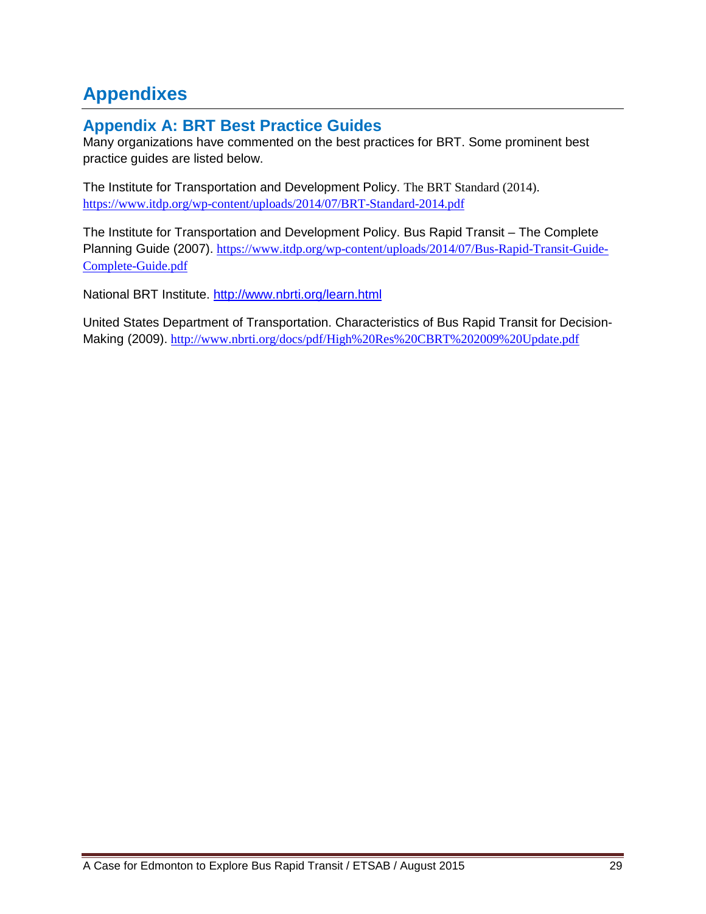# Appendixes

## Appendix A: BRT Best Practice Guides

Many organizations have commented on the best practices for BRT. Some prominent best practice guides are listed below.

The Institute for Transportation and Development Policy. The BRT Standard (2014). https://www.itdp.org/wp-content/uploads/2014/07/BRT-Standard-2014.pdf

The Institute for Transportation and Development Policy. Bus Rapid Transit – The Complete Planning Guide (2007). https://www.itdp.org/wp-content/uploads/2014/07/Bus-Rapid-Transit-Guide-Complete-Guide.pdf

National BRT Institute. http://www.nbrti.org/learn.html

United States Department of Transportation. Characteristics of Bus Rapid Transit for Decision-Making (2009). http://www.nbrti.org/docs/pdf/High%20Res%20CBRT%202009%20Update.pdf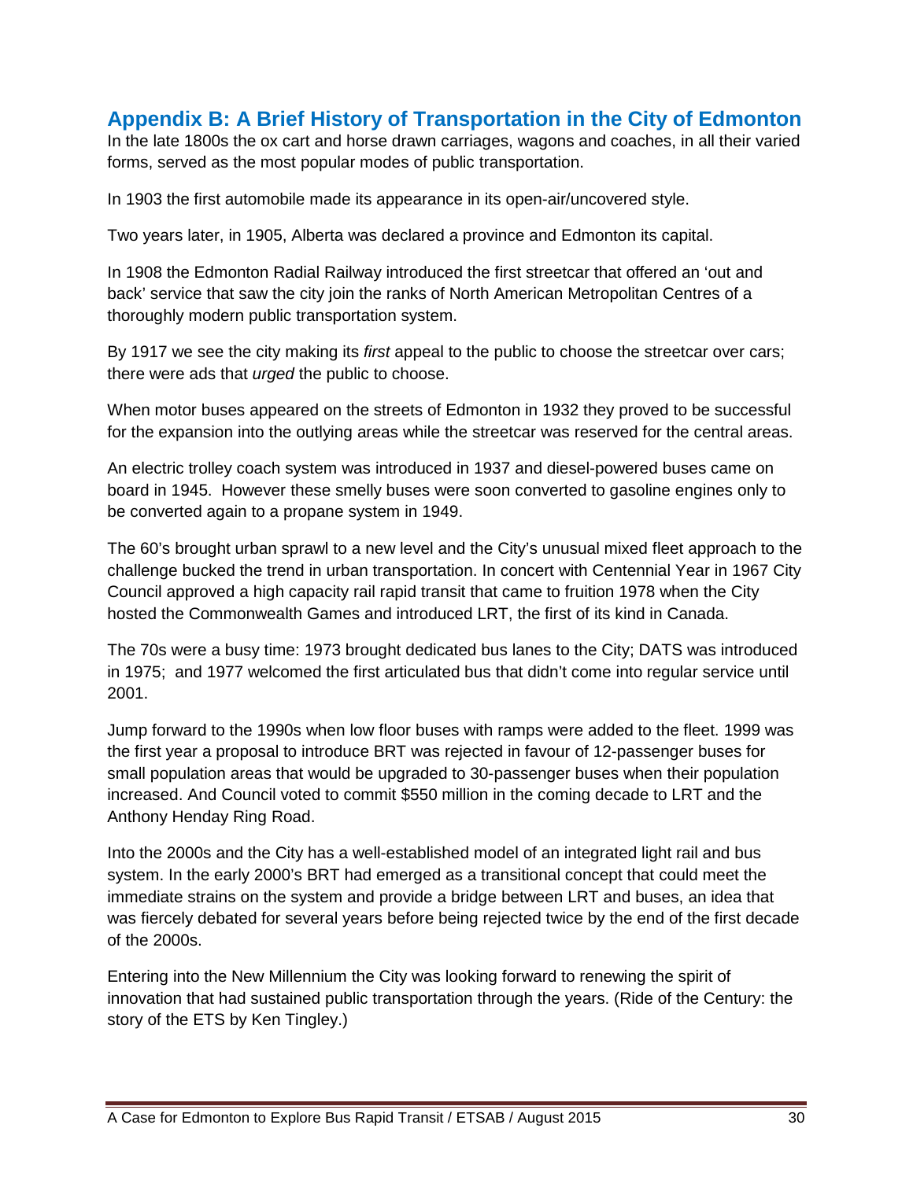## Appendix B: A Brief History of Transportation in the City of Edmonton

In the late 1800s the ox cart and horse drawn carriages, wagons and coaches, in all their varied forms, served as the most popular modes of public transportation.

In 1903 the first automobile made its appearance in its open-air/uncovered style.

Two years later, in 1905, Alberta was declared a province and Edmonton its capital.

In 1908 the Edmonton Radial Railway introduced the first streetcar that offered an 'out and back' service that saw the city join the ranks of North American Metropolitan Centres of a thoroughly modern public transportation system.

By 1917 we see the city making its *first* appeal to the public to choose the streetcar over cars; there were ads that *urged* the public to choose.

When motor buses appeared on the streets of Edmonton in 1932 they proved to be successful for the expansion into the outlying areas while the streetcar was reserved for the central areas.

An electric trolley coach system was introduced in 1937 and diesel-powered buses came on board in 1945. However these smelly buses were soon converted to gasoline engines only to be converted again to a propane system in 1949.

The 60's brought urban sprawl to a new level and the City's unusual mixed fleet approach to the challenge bucked the trend in urban transportation. In concert with Centennial Year in 1967 City Council approved a high capacity rail rapid transit that came to fruition 1978 when the City hosted the Commonwealth Games and introduced LRT, the first of its kind in Canada.

The 70s were a busy time: 1973 brought dedicated bus lanes to the City; DATS was introduced in 1975; and 1977 welcomed the first articulated bus that didn't come into regular service until 2001.

Jump forward to the 1990s when low floor buses with ramps were added to the fleet. 1999 was the first year a proposal to introduce BRT was rejected in favour of 12-passenger buses for small population areas that would be upgraded to 30-passenger buses when their population increased. And Council voted to commit $550 million in the coming decade to LRT and the Anthony Henday Ring Road.

Into the 2000s and the City has a well-established model of an integrated light rail and bus system. In the early 2000's BRT had emerged as a transitional concept that could meet the immediate strains on the system and provide a bridge between LRT and buses, an idea that was fiercely debated for several years before being rejected twice by the end of the first decade of the 2000s.

Entering into the New Millennium the City was looking forward to renewing the spirit of innovation that had sustained public transportation through the years. (Ride of the Century: the story of the ETS by Ken Tingley.)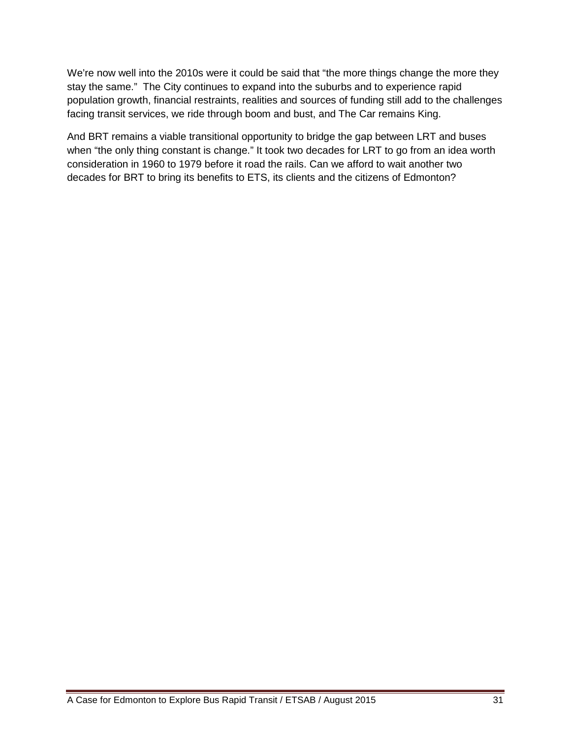We're now well into the 2010s were it could be said that "the more things change the more they stay the same." The City continues to expand into the suburbs and to experience rapid population growth, financial restraints, realities and sources of funding still add to the challenges facing transit services, we ride through boom and bust, and The Car remains King.

And BRT remains a viable transitional opportunity to bridge the gap between LRT and buses when "the only thing constant is change." It took two decades for LRT to go from an idea worth consideration in 1960 to 1979 before it road the rails. Can we afford to wait another two decades for BRT to bring its benefits to ETS, its clients and the citizens of Edmonton?